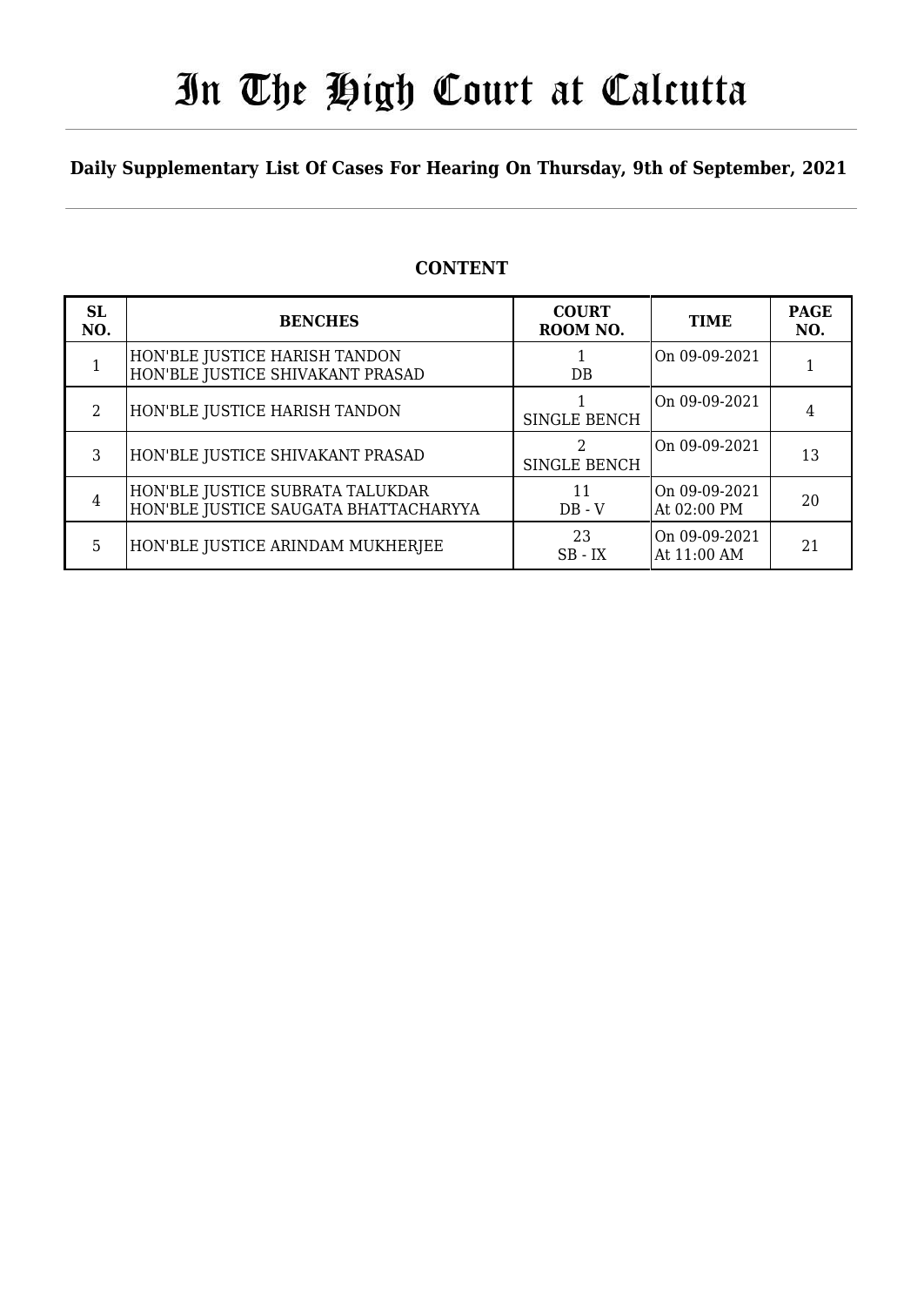# In The High Court at Calcutta

**Daily Supplementary List Of Cases For Hearing On Thursday, 9th of September, 2021**

## CONTENT

| SL NO. | BENCHES | COURT ROOM NO. | TIME | PAGE NO. |
|---|---|---|---|---|
| 1 | HON'BLE JUSTICE HARISH TANDON<br>HON'BLE JUSTICE SHIVAKANT PRASAD | 1<br>DB | On 09-09-2021 | 1 |
| 2 | HON'BLE JUSTICE HARISH TANDON | 1<br>SINGLE BENCH | On 09-09-2021 | 4 |
| 3 | HON'BLE JUSTICE SHIVAKANT PRASAD | 2<br>SINGLE BENCH | On 09-09-2021 | 13 |
| 4 | HON'BLE JUSTICE SUBRATA TALUKDAR<br>HON'BLE JUSTICE SAUGATA BHATTACHARYYA | 11<br>DB - V | On 09-09-2021<br>At 02:00 PM | 20 |
| 5 | HON'BLE JUSTICE ARINDAM MUKHERJEE | 23<br>SB - IX | On 09-09-2021<br>At 11:00 AM | 21 |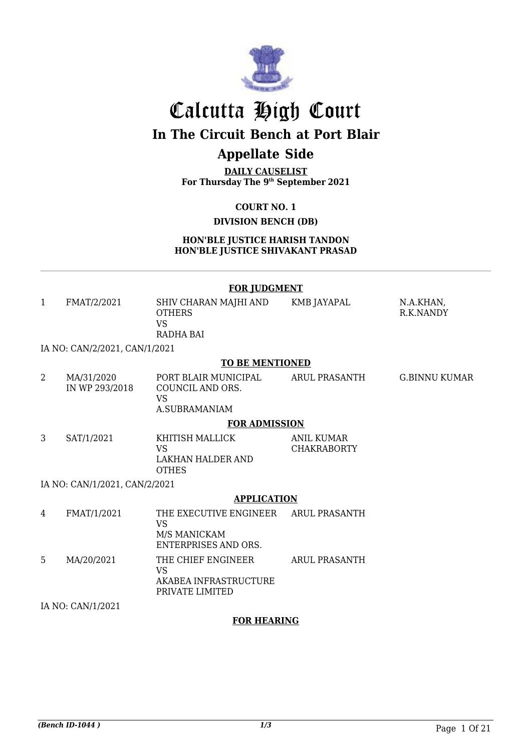# Calcutta High Court

## In The Circuit Bench at Port Blair

## Appellate Side

**DAILY CAUSELIST**
**For Thursday The 9th September 2021**

**COURT NO. 1**

**DIVISION BENCH (DB)**

**HON'BLE JUSTICE HARISH TANDON**
**HON'BLE JUSTICE SHIVAKANT PRASAD**

---

**FOR JUDGMENT**

| | | | | |
|---|---|---|---|---|
| 1 | FMAT/2/2021 | SHIV CHARAN MAJHI AND OTHERS VS RADHA BAI | KMB JAYAPAL | N.A.KHAN, R.K.NANDY |

IA NO: CAN/2/2021, CAN/1/2021

**TO BE MENTIONED**

| | | | | |
|---|---|---|---|---|
| 2 | MA/31/2020 IN WP 293/2018 | PORT BLAIR MUNICIPAL COUNCIL AND ORS. VS A.SUBRAMANIAM | ARUL PRASANTH | G.BINNU KUMAR |

**FOR ADMISSION**

| | | | | |
|---|---|---|---|---|
| 3 | SAT/1/2021 | KHITISH MALLICK VS LAKHAN HALDER AND OTHES | ANIL KUMAR CHAKRABORTY | |

IA NO: CAN/1/2021, CAN/2/2021

**APPLICATION**

| | | | | |
|---|---|---|---|---|
| 4 | FMAT/1/2021 | THE EXECUTIVE ENGINEER VS M/S MANICKAM ENTERPRISES AND ORS. | ARUL PRASANTH | |
| 5 | MA/20/2021 | THE CHIEF ENGINEER VS AKABEA INFRASTRUCTURE PRIVATE LIMITED | ARUL PRASANTH | |

IA NO: CAN/1/2021

**FOR HEARING**

*(Bench ID-1044 )* 1/3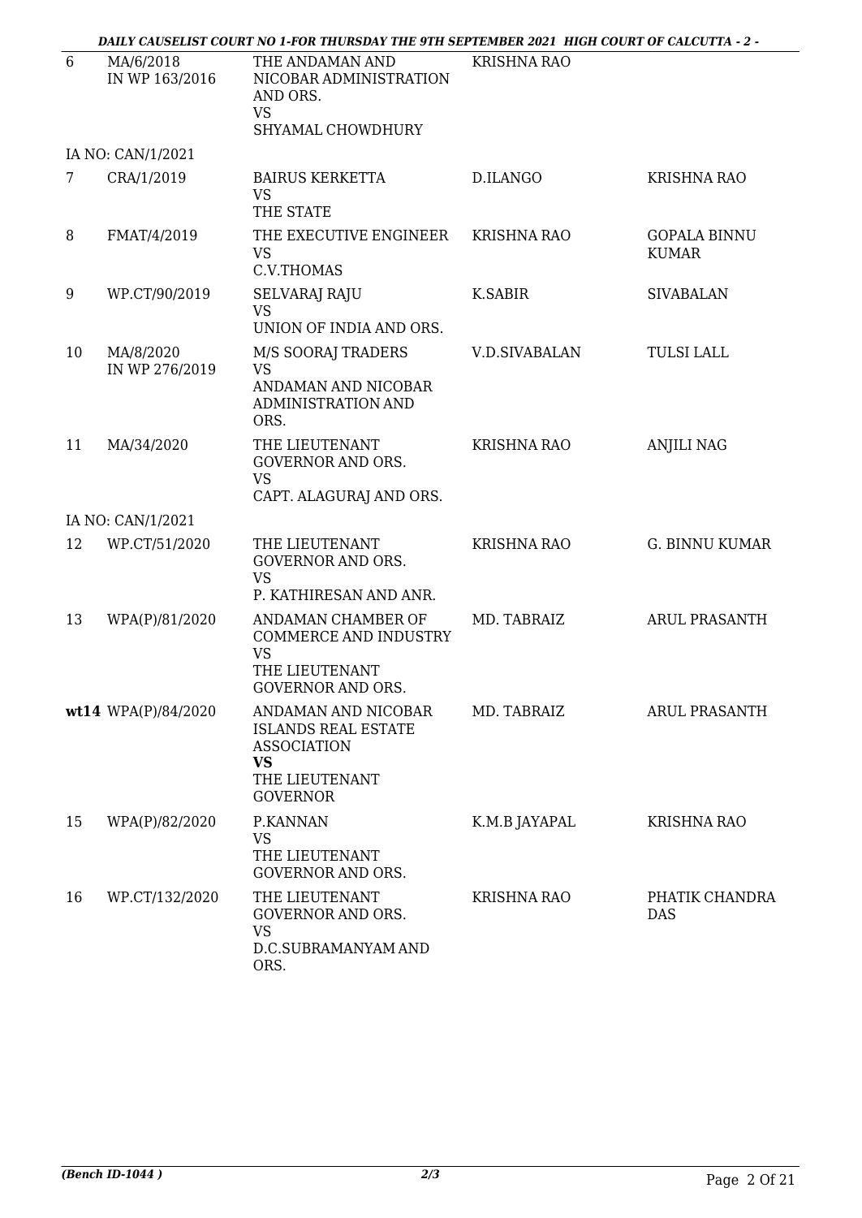| | | | | |
|---|---|---|---|---|
| 6 | MA/6/2018 IN WP 163/2016 | THE ANDAMAN AND NICOBAR ADMINISTRATION AND ORS. VS SHYAMAL CHOWDHURY | KRISHNA RAO | |
| | IA NO: CAN/1/2021 | | | |
| 7 | CRA/1/2019 | BAIRUS KERKETTA VS THE STATE | D.ILANGO | KRISHNA RAO |
| 8 | FMAT/4/2019 | THE EXECUTIVE ENGINEER VS C.V.THOMAS | KRISHNA RAO | GOPALA BINNU KUMAR |
| 9 | WP.CT/90/2019 | SELVARAJ RAJU VS UNION OF INDIA AND ORS. | K.SABIR | SIVABALAN |
| 10 | MA/8/2020 IN WP 276/2019 | M/S SOORAJ TRADERS VS ANDAMAN AND NICOBAR ADMINISTRATION AND ORS. | V.D.SIVABALAN | TULSI LALL |
| 11 | MA/34/2020 | THE LIEUTENANT GOVERNOR AND ORS. VS CAPT. ALAGURAJ AND ORS. | KRISHNA RAO | ANJILI NAG |
| | IA NO: CAN/1/2021 | | | |
| 12 | WP.CT/51/2020 | THE LIEUTENANT GOVERNOR AND ORS. VS P. KATHIRESAN AND ANR. | KRISHNA RAO | G. BINNU KUMAR |
| 13 | WPA(P)/81/2020 | ANDAMAN CHAMBER OF COMMERCE AND INDUSTRY VS THE LIEUTENANT GOVERNOR AND ORS. | MD. TABRAIZ | ARUL PRASANTH |
| **wt14** | WPA(P)/84/2020 | ANDAMAN AND NICOBAR ISLANDS REAL ESTATE ASSOCIATION **VS** THE LIEUTENANT GOVERNOR | MD. TABRAIZ | ARUL PRASANTH |
| 15 | WPA(P)/82/2020 | P.KANNAN VS THE LIEUTENANT GOVERNOR AND ORS. | K.M.B JAYAPAL | KRISHNA RAO |
| 16 | WP.CT/132/2020 | THE LIEUTENANT GOVERNOR AND ORS. VS D.C.SUBRAMANYAM AND ORS. | KRISHNA RAO | PHATIK CHANDRA DAS |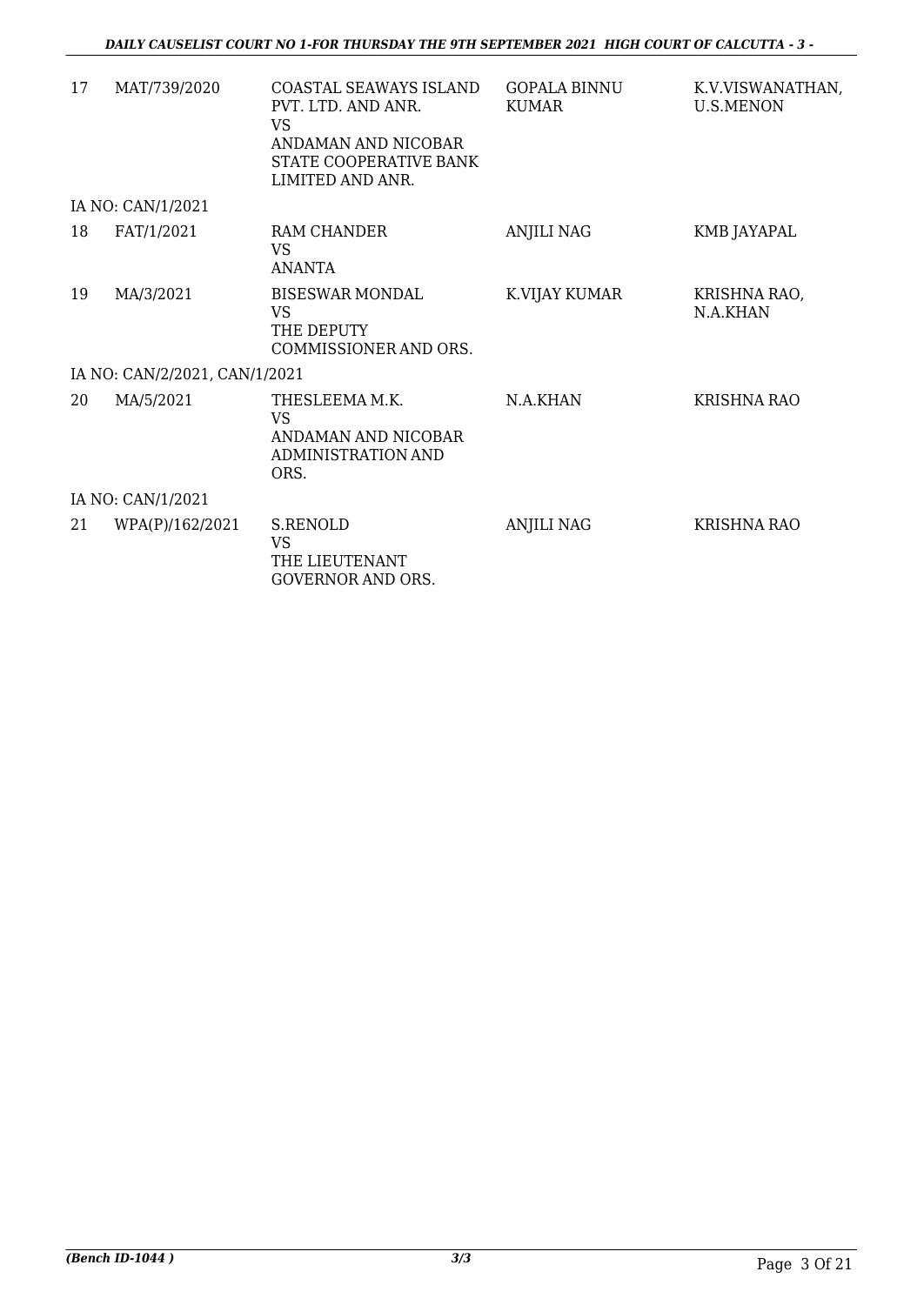| | | | | |
|---|---|---|---|---|
| 17 | MAT/739/2020 | COASTAL SEAWAYS ISLAND PVT. LTD. AND ANR. VS ANDAMAN AND NICOBAR STATE COOPERATIVE BANK LIMITED AND ANR. | GOPALA BINNU KUMAR | K.V.VISWANATHAN, U.S.MENON |
| IA NO: CAN/1/2021 | | | | |
| 18 | FAT/1/2021 | RAM CHANDER VS ANANTA | ANJILI NAG | KMB JAYAPAL |
| 19 | MA/3/2021 | BISESWAR MONDAL VS THE DEPUTY COMMISSIONER AND ORS. | K.VIJAY KUMAR | KRISHNA RAO, N.A.KHAN |
| IA NO: CAN/2/2021, CAN/1/2021 | | | | |
| 20 | MA/5/2021 | THESLEEMA M.K. VS ANDAMAN AND NICOBAR ADMINISTRATION AND ORS. | N.A.KHAN | KRISHNA RAO |
| IA NO: CAN/1/2021 | | | | |
| 21 | WPA(P)/162/2021 | S.RENOLD VS THE LIEUTENANT GOVERNOR AND ORS. | ANJILI NAG | KRISHNA RAO |

*(Bench ID-1044 )* 3/3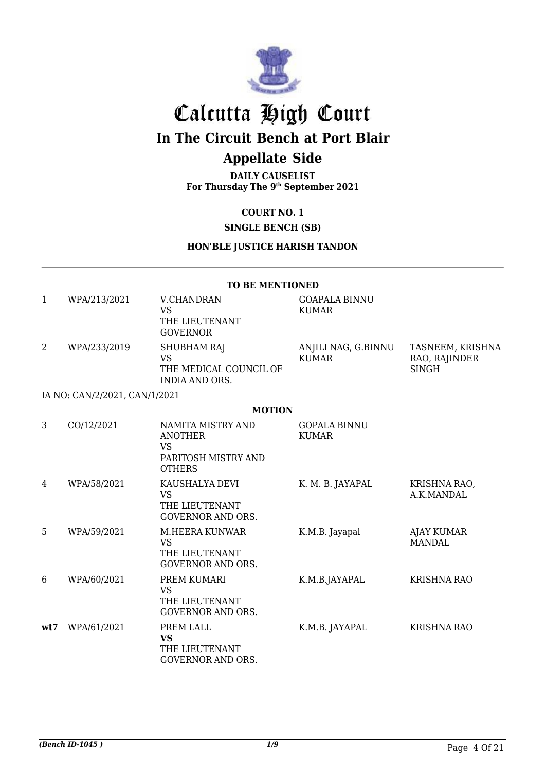# Calcutta High Court

## In The Circuit Bench at Port Blair

## Appellate Side

**DAILY CAUSELIST**
**For Thursday The 9th September 2021**

**COURT NO. 1**

**SINGLE BENCH (SB)**

**HON'BLE JUSTICE HARISH TANDON**

**TO BE MENTIONED**

| | | | | |
|---|---|---|---|---|
| 1 | WPA/213/2021 | V.CHANDRAN VS THE LIEUTENANT GOVERNOR | GOAPALA BINNU KUMAR | |
| 2 | WPA/233/2019 | SHUBHAM RAJ VS THE MEDICAL COUNCIL OF INDIA AND ORS. | ANJILI NAG, G.BINNU KUMAR | TASNEEM, KRISHNA RAO, RAJINDER SINGH |

IA NO: CAN/2/2021, CAN/1/2021

**MOTION**

| | | | | |
|---|---|---|---|---|
| 3 | CO/12/2021 | NAMITA MISTRY AND ANOTHER VS PARITOSH MISTRY AND OTHERS | GOPALA BINNU KUMAR | |
| 4 | WPA/58/2021 | KAUSHALYA DEVI VS THE LIEUTENANT GOVERNOR AND ORS. | K. M. B. JAYAPAL | KRISHNA RAO, A.K.MANDAL |
| 5 | WPA/59/2021 | M.HEERA KUNWAR VS THE LIEUTENANT GOVERNOR AND ORS. | K.M.B. Jayapal | AJAY KUMAR MANDAL |
| 6 | WPA/60/2021 | PREM KUMARI VS THE LIEUTENANT GOVERNOR AND ORS. | K.M.B.JAYAPAL | KRISHNA RAO |
| **wt7** | WPA/61/2021 | PREM LALL **VS** THE LIEUTENANT GOVERNOR AND ORS. | K.M.B. JAYAPAL | KRISHNA RAO |

*(Bench ID-1045 )* 1/9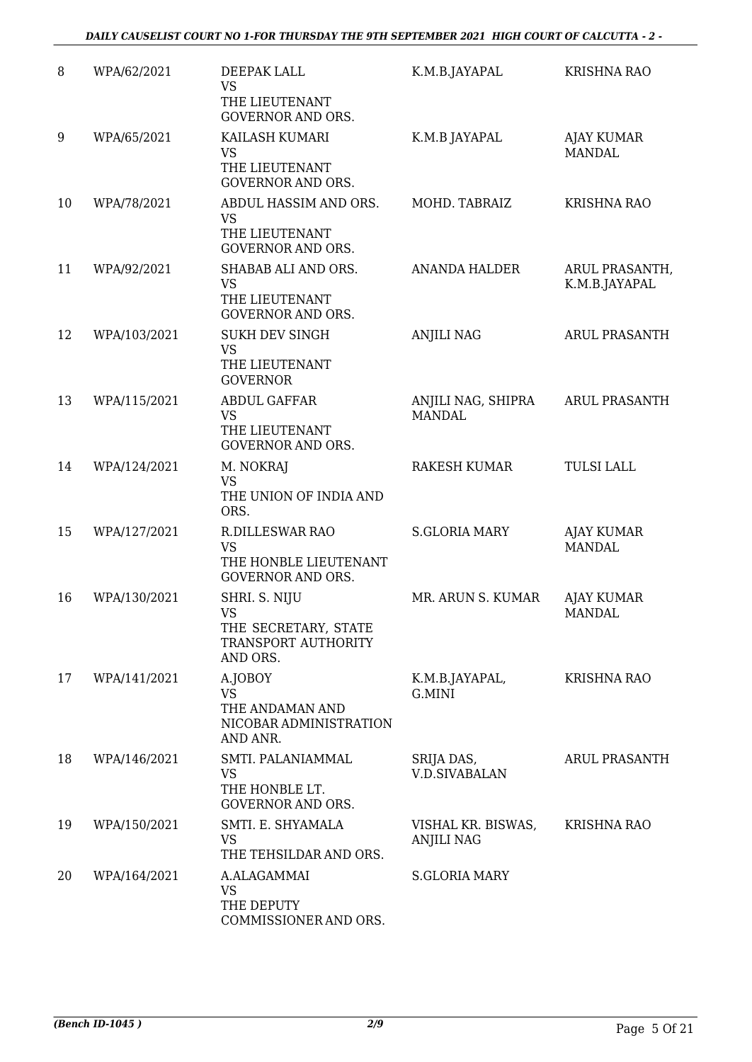| 8 | WPA/62/2021 | DEEPAK LALL<br>VS<br>THE LIEUTENANT GOVERNOR AND ORS. | K.M.B.JAYAPAL | KRISHNA RAO |
|---|---|---|---|---|
| 9 | WPA/65/2021 | KAILASH KUMARI<br>VS<br>THE LIEUTENANT GOVERNOR AND ORS. | K.M.B JAYAPAL | AJAY KUMAR MANDAL |
| 10 | WPA/78/2021 | ABDUL HASSIM AND ORS.<br>VS<br>THE LIEUTENANT GOVERNOR AND ORS. | MOHD. TABRAIZ | KRISHNA RAO |
| 11 | WPA/92/2021 | SHABAB ALI AND ORS.<br>VS<br>THE LIEUTENANT GOVERNOR AND ORS. | ANANDA HALDER | ARUL PRASANTH, K.M.B.JAYAPAL |
| 12 | WPA/103/2021 | SUKH DEV SINGH<br>VS<br>THE LIEUTENANT GOVERNOR | ANJILI NAG | ARUL PRASANTH |
| 13 | WPA/115/2021 | ABDUL GAFFAR<br>VS<br>THE LIEUTENANT GOVERNOR AND ORS. | ANJILI NAG, SHIPRA MANDAL | ARUL PRASANTH |
| 14 | WPA/124/2021 | M. NOKRAJ<br>VS<br>THE UNION OF INDIA AND ORS. | RAKESH KUMAR | TULSI LALL |
| 15 | WPA/127/2021 | R.DILLESWAR RAO<br>VS<br>THE HONBLE LIEUTENANT GOVERNOR AND ORS. | S.GLORIA MARY | AJAY KUMAR MANDAL |
| 16 | WPA/130/2021 | SHRI. S. NIJU<br>VS<br>THE SECRETARY, STATE TRANSPORT AUTHORITY AND ORS. | MR. ARUN S. KUMAR | AJAY KUMAR MANDAL |
| 17 | WPA/141/2021 | A.JOBOY<br>VS<br>THE ANDAMAN AND NICOBAR ADMINISTRATION AND ANR. | K.M.B.JAYAPAL, G.MINI | KRISHNA RAO |
| 18 | WPA/146/2021 | SMTI. PALANIAMMAL<br>VS<br>THE HONBLE LT. GOVERNOR AND ORS. | SRIJA DAS, V.D.SIVABALAN | ARUL PRASANTH |
| 19 | WPA/150/2021 | SMTI. E. SHYAMALA<br>VS<br>THE TEHSILDAR AND ORS. | VISHAL KR. BISWAS, ANJILI NAG | KRISHNA RAO |
| 20 | WPA/164/2021 | A.ALAGAMMAI<br>VS<br>THE DEPUTY COMMISSIONER AND ORS. | S.GLORIA MARY | |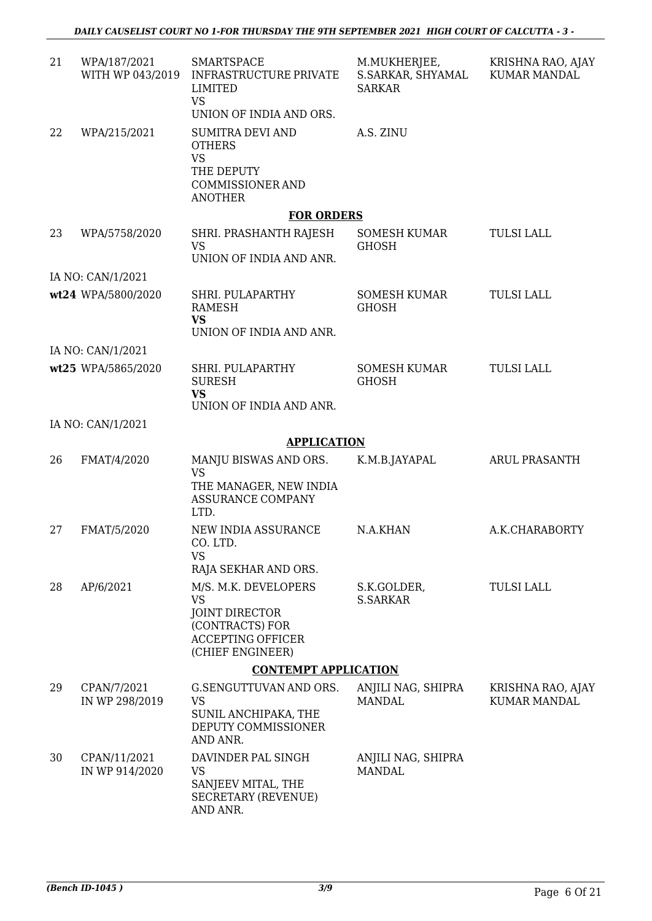| | | | | |
|---|---|---|---|---|
| 21 | WPA/187/2021 WITH WP 043/2019 | SMARTSPACE INFRASTRUCTURE PRIVATE LIMITED VS UNION OF INDIA AND ORS. | M.MUKHERJEE, S.SARKAR, SHYAMAL SARKAR | KRISHNA RAO, AJAY KUMAR MANDAL |
| 22 | WPA/215/2021 | SUMITRA DEVI AND OTHERS VS THE DEPUTY COMMISSIONER AND ANOTHER | A.S. ZINU | |

**FOR ORDERS**

| | | | | |
|---|---|---|---|---|
| 23 | WPA/5758/2020 | SHRI. PRASHANTH RAJESH VS UNION OF INDIA AND ANR. | SOMESH KUMAR GHOSH | TULSI LALL |
| | IA NO: CAN/1/2021 | | | |
| **wt24** | WPA/5800/2020 | SHRI. PULAPARTHY RAMESH **VS** UNION OF INDIA AND ANR. | SOMESH KUMAR GHOSH | TULSI LALL |
| | IA NO: CAN/1/2021 | | | |
| **wt25** | WPA/5865/2020 | SHRI. PULAPARTHY SURESH **VS** UNION OF INDIA AND ANR. | SOMESH KUMAR GHOSH | TULSI LALL |
| | IA NO: CAN/1/2021 | | | |

**APPLICATION**

| | | | | |
|---|---|---|---|---|
| 26 | FMAT/4/2020 | MANJU BISWAS AND ORS. VS THE MANAGER, NEW INDIA ASSURANCE COMPANY LTD. | K.M.B.JAYAPAL | ARUL PRASANTH |
| 27 | FMAT/5/2020 | NEW INDIA ASSURANCE CO. LTD. VS RAJA SEKHAR AND ORS. | N.A.KHAN | A.K.CHARABORTY |
| 28 | AP/6/2021 | M/S. M.K. DEVELOPERS VS JOINT DIRECTOR (CONTRACTS) FOR ACCEPTING OFFICER (CHIEF ENGINEER) | S.K.GOLDER, S.SARKAR | TULSI LALL |

**CONTEMPT APPLICATION**

| | | | | |
|---|---|---|---|---|
| 29 | CPAN/7/2021 IN WP 298/2019 | G.SENGUTTUVAN AND ORS. VS SUNIL ANCHIPAKA, THE DEPUTY COMMISSIONER AND ANR. | ANJILI NAG, SHIPRA MANDAL | KRISHNA RAO, AJAY KUMAR MANDAL |
| 30 | CPAN/11/2021 IN WP 914/2020 | DAVINDER PAL SINGH VS SANJEEV MITAL, THE SECRETARY (REVENUE) AND ANR. | ANJILI NAG, SHIPRA MANDAL | |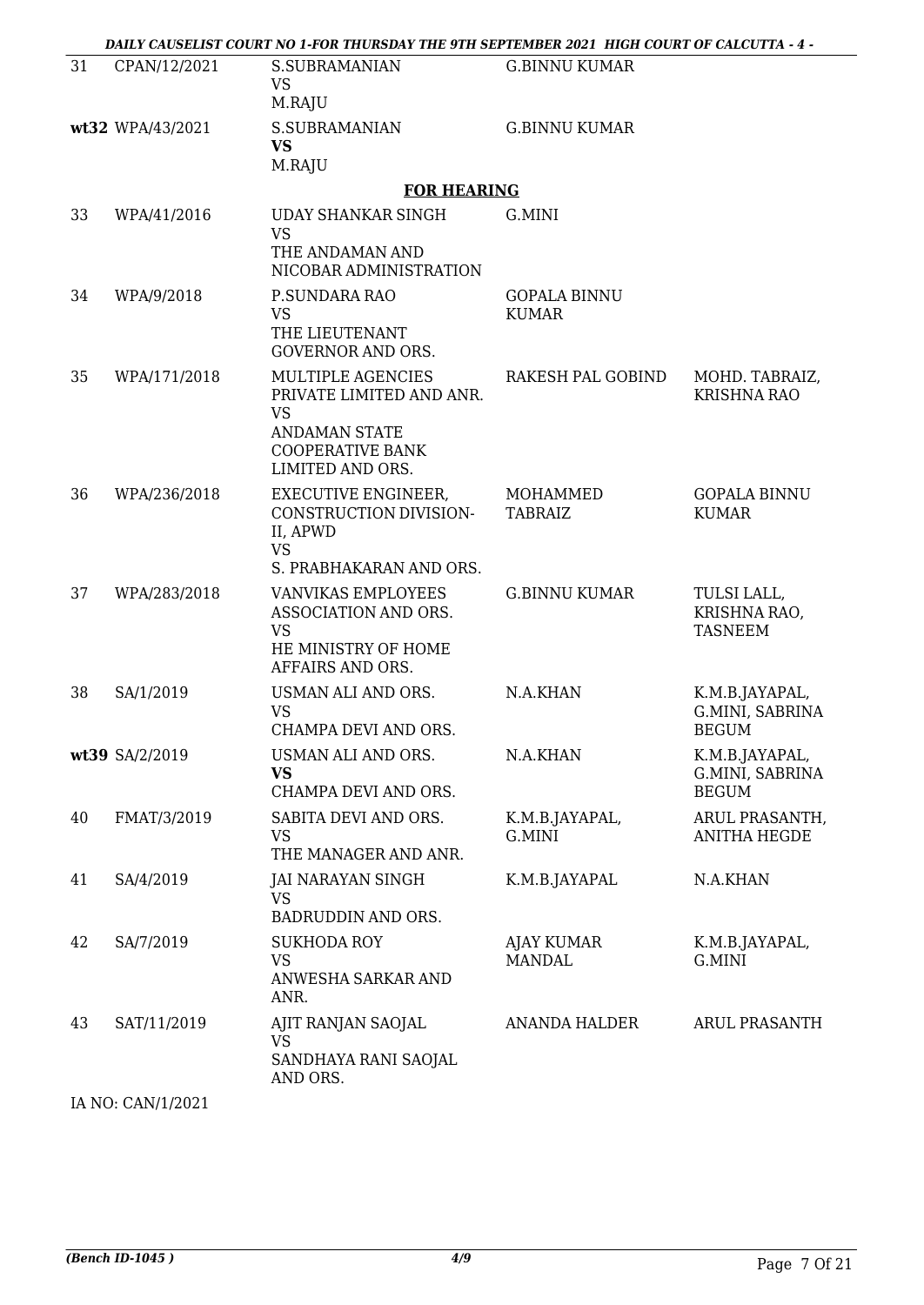| | | | | |
|---|---|---|---|---|
| 31 | CPAN/12/2021 | S.SUBRAMANIAN<br>VS<br>M.RAJU | G.BINNU KUMAR | |
| wt32 | WPA/43/2021 | S.SUBRAMANIAN<br>**VS**<br>M.RAJU | G.BINNU KUMAR | |

**FOR HEARING**

| | | | | |
|---|---|---|---|---|
| 33 | WPA/41/2016 | UDAY SHANKAR SINGH<br>VS<br>THE ANDAMAN AND NICOBAR ADMINISTRATION | G.MINI | |
| 34 | WPA/9/2018 | P.SUNDARA RAO<br>VS<br>THE LIEUTENANT GOVERNOR AND ORS. | GOPALA BINNU KUMAR | |
| 35 | WPA/171/2018 | MULTIPLE AGENCIES PRIVATE LIMITED AND ANR.<br>VS<br>ANDAMAN STATE COOPERATIVE BANK LIMITED AND ORS. | RAKESH PAL GOBIND | MOHD. TABRAIZ, KRISHNA RAO |
| 36 | WPA/236/2018 | EXECUTIVE ENGINEER, CONSTRUCTION DIVISION-II, APWD<br>VS<br>S. PRABHAKARAN AND ORS. | MOHAMMED TABRAIZ | GOPALA BINNU KUMAR |
| 37 | WPA/283/2018 | VANVIKAS EMPLOYEES ASSOCIATION AND ORS.<br>VS<br>HE MINISTRY OF HOME AFFAIRS AND ORS. | G.BINNU KUMAR | TULSI LALL, KRISHNA RAO, TASNEEM |
| 38 | SA/1/2019 | USMAN ALI AND ORS.<br>VS<br>CHAMPA DEVI AND ORS. | N.A.KHAN | K.M.B.JAYAPAL, G.MINI, SABRINA BEGUM |
| wt39 | SA/2/2019 | USMAN ALI AND ORS.<br>**VS**<br>CHAMPA DEVI AND ORS. | N.A.KHAN | K.M.B.JAYAPAL, G.MINI, SABRINA BEGUM |
| 40 | FMAT/3/2019 | SABITA DEVI AND ORS.<br>VS<br>THE MANAGER AND ANR. | K.M.B.JAYAPAL, G.MINI | ARUL PRASANTH, ANITHA HEGDE |
| 41 | SA/4/2019 | JAI NARAYAN SINGH<br>VS<br>BADRUDDIN AND ORS. | K.M.B.JAYAPAL | N.A.KHAN |
| 42 | SA/7/2019 | SUKHODA ROY<br>VS<br>ANWESHA SARKAR AND ANR. | AJAY KUMAR MANDAL | K.M.B.JAYAPAL, G.MINI |
| 43 | SAT/11/2019 | AJIT RANJAN SAOJAL<br>VS<br>SANDHAYA RANI SAOJAL AND ORS. | ANANDA HALDER | ARUL PRASANTH |

IA NO: CAN/1/2021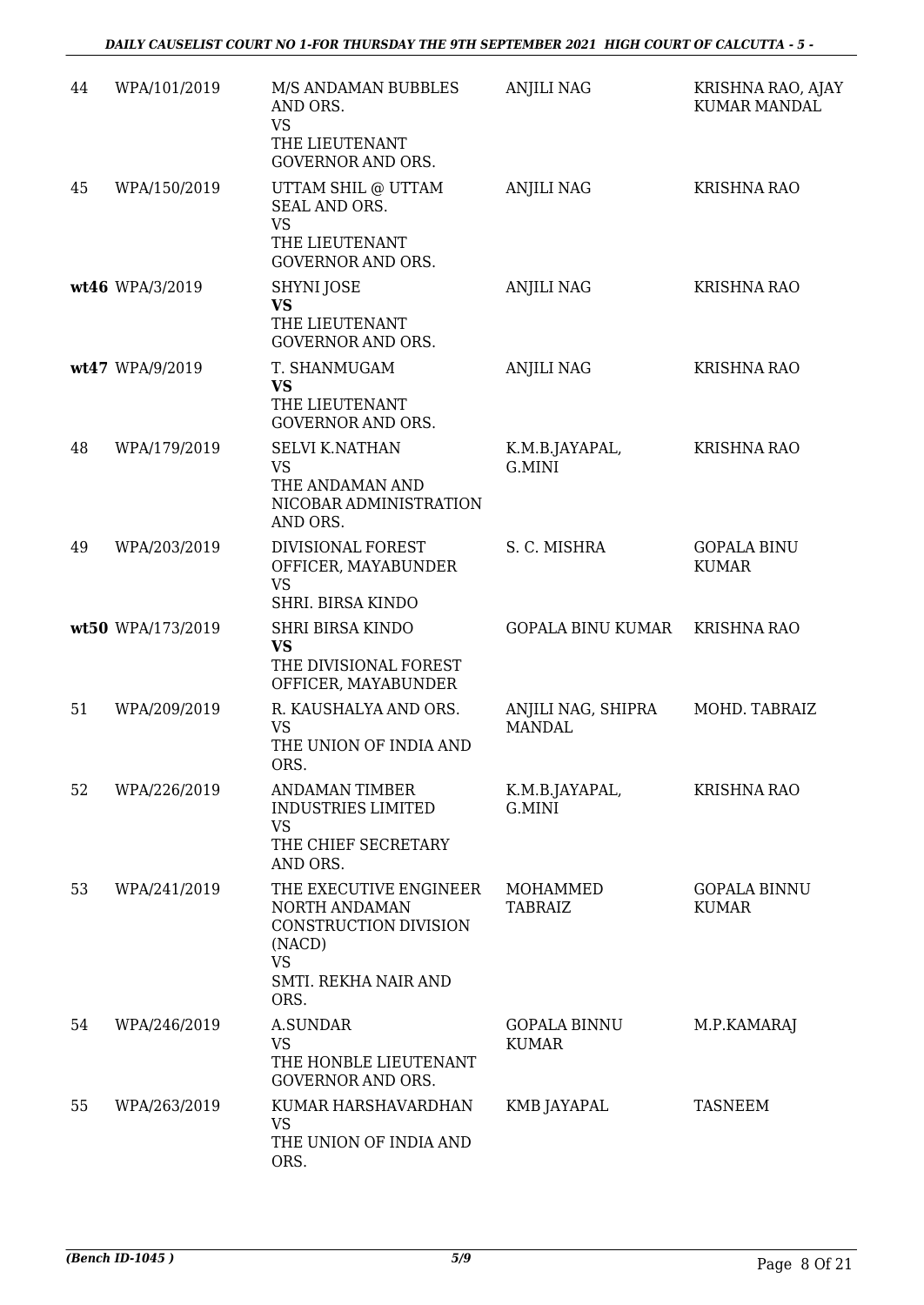| 44 | WPA/101/2019 | M/S ANDAMAN BUBBLES AND ORS.<br>VS<br>THE LIEUTENANT GOVERNOR AND ORS. | ANJILI NAG | KRISHNA RAO, AJAY KUMAR MANDAL |
|---|---|---|---|---|
| 45 | WPA/150/2019 | UTTAM SHIL @ UTTAM SEAL AND ORS.<br>VS<br>THE LIEUTENANT GOVERNOR AND ORS. | ANJILI NAG | KRISHNA RAO |
| **wt46** | WPA/3/2019 | SHYNI JOSE<br>**VS**<br>THE LIEUTENANT GOVERNOR AND ORS. | ANJILI NAG | KRISHNA RAO |
| **wt47** | WPA/9/2019 | T. SHANMUGAM<br>**VS**<br>THE LIEUTENANT GOVERNOR AND ORS. | ANJILI NAG | KRISHNA RAO |
| 48 | WPA/179/2019 | SELVI K.NATHAN<br>VS<br>THE ANDAMAN AND NICOBAR ADMINISTRATION AND ORS. | K.M.B.JAYAPAL, G.MINI | KRISHNA RAO |
| 49 | WPA/203/2019 | DIVISIONAL FOREST OFFICER, MAYABUNDER<br>VS<br>SHRI. BIRSA KINDO | S. C. MISHRA | GOPALA BINU KUMAR |
| **wt50** | WPA/173/2019 | SHRI BIRSA KINDO<br>**VS**<br>THE DIVISIONAL FOREST OFFICER, MAYABUNDER | GOPALA BINU KUMAR | KRISHNA RAO |
| 51 | WPA/209/2019 | R. KAUSHALYA AND ORS.<br>VS<br>THE UNION OF INDIA AND ORS. | ANJILI NAG, SHIPRA MANDAL | MOHD. TABRAIZ |
| 52 | WPA/226/2019 | ANDAMAN TIMBER INDUSTRIES LIMITED<br>VS<br>THE CHIEF SECRETARY AND ORS. | K.M.B.JAYAPAL, G.MINI | KRISHNA RAO |
| 53 | WPA/241/2019 | THE EXECUTIVE ENGINEER NORTH ANDAMAN CONSTRUCTION DIVISION (NACD)<br>VS<br>SMTI. REKHA NAIR AND ORS. | MOHAMMED TABRAIZ | GOPALA BINNU KUMAR |
| 54 | WPA/246/2019 | A.SUNDAR<br>VS<br>THE HONBLE LIEUTENANT GOVERNOR AND ORS. | GOPALA BINNU KUMAR | M.P.KAMARAJ |
| 55 | WPA/263/2019 | KUMAR HARSHAVARDHAN<br>VS<br>THE UNION OF INDIA AND ORS. | KMB JAYAPAL | TASNEEM |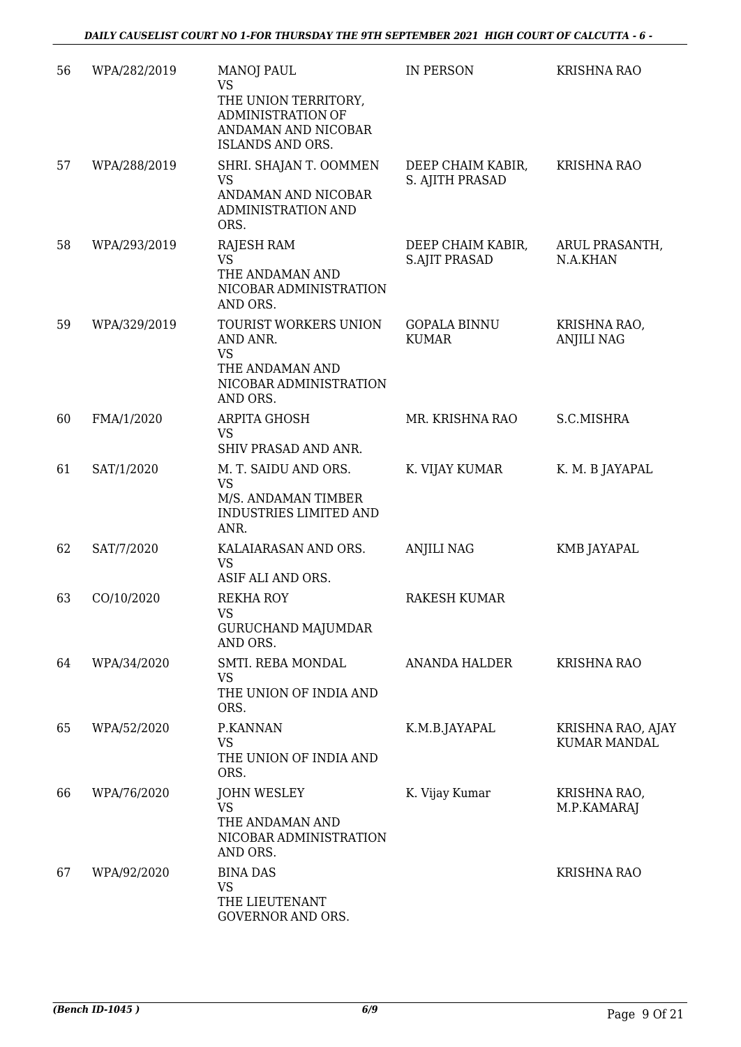| 56 | WPA/282/2019 | MANOJ PAUL<br>VS<br>THE UNION TERRITORY, ADMINISTRATION OF ANDAMAN AND NICOBAR ISLANDS AND ORS. | IN PERSON | KRISHNA RAO |
|---|---|---|---|---|
| 57 | WPA/288/2019 | SHRI. SHAJAN T. OOMMEN<br>VS<br>ANDAMAN AND NICOBAR ADMINISTRATION AND ORS. | DEEP CHAIM KABIR, S. AJITH PRASAD | KRISHNA RAO |
| 58 | WPA/293/2019 | RAJESH RAM<br>VS<br>THE ANDAMAN AND NICOBAR ADMINISTRATION AND ORS. | DEEP CHAIM KABIR, S.AJIT PRASAD | ARUL PRASANTH, N.A.KHAN |
| 59 | WPA/329/2019 | TOURIST WORKERS UNION AND ANR.<br>VS<br>THE ANDAMAN AND NICOBAR ADMINISTRATION AND ORS. | GOPALA BINNU KUMAR | KRISHNA RAO, ANJILI NAG |
| 60 | FMA/1/2020 | ARPITA GHOSH<br>VS<br>SHIV PRASAD AND ANR. | MR. KRISHNA RAO | S.C.MISHRA |
| 61 | SAT/1/2020 | M. T. SAIDU AND ORS.<br>VS<br>M/S. ANDAMAN TIMBER INDUSTRIES LIMITED AND ANR. | K. VIJAY KUMAR | K. M. B JAYAPAL |
| 62 | SAT/7/2020 | KALAIARASAN AND ORS.<br>VS<br>ASIF ALI AND ORS. | ANJILI NAG | KMB JAYAPAL |
| 63 | CO/10/2020 | REKHA ROY<br>VS<br>GURUCHAND MAJUMDAR AND ORS. | RAKESH KUMAR | |
| 64 | WPA/34/2020 | SMTI. REBA MONDAL<br>VS<br>THE UNION OF INDIA AND ORS. | ANANDA HALDER | KRISHNA RAO |
| 65 | WPA/52/2020 | P.KANNAN<br>VS<br>THE UNION OF INDIA AND ORS. | K.M.B.JAYAPAL | KRISHNA RAO, AJAY KUMAR MANDAL |
| 66 | WPA/76/2020 | JOHN WESLEY<br>VS<br>THE ANDAMAN AND NICOBAR ADMINISTRATION AND ORS. | K. Vijay Kumar | KRISHNA RAO, M.P.KAMARAJ |
| 67 | WPA/92/2020 | BINA DAS<br>VS<br>THE LIEUTENANT GOVERNOR AND ORS. | | KRISHNA RAO |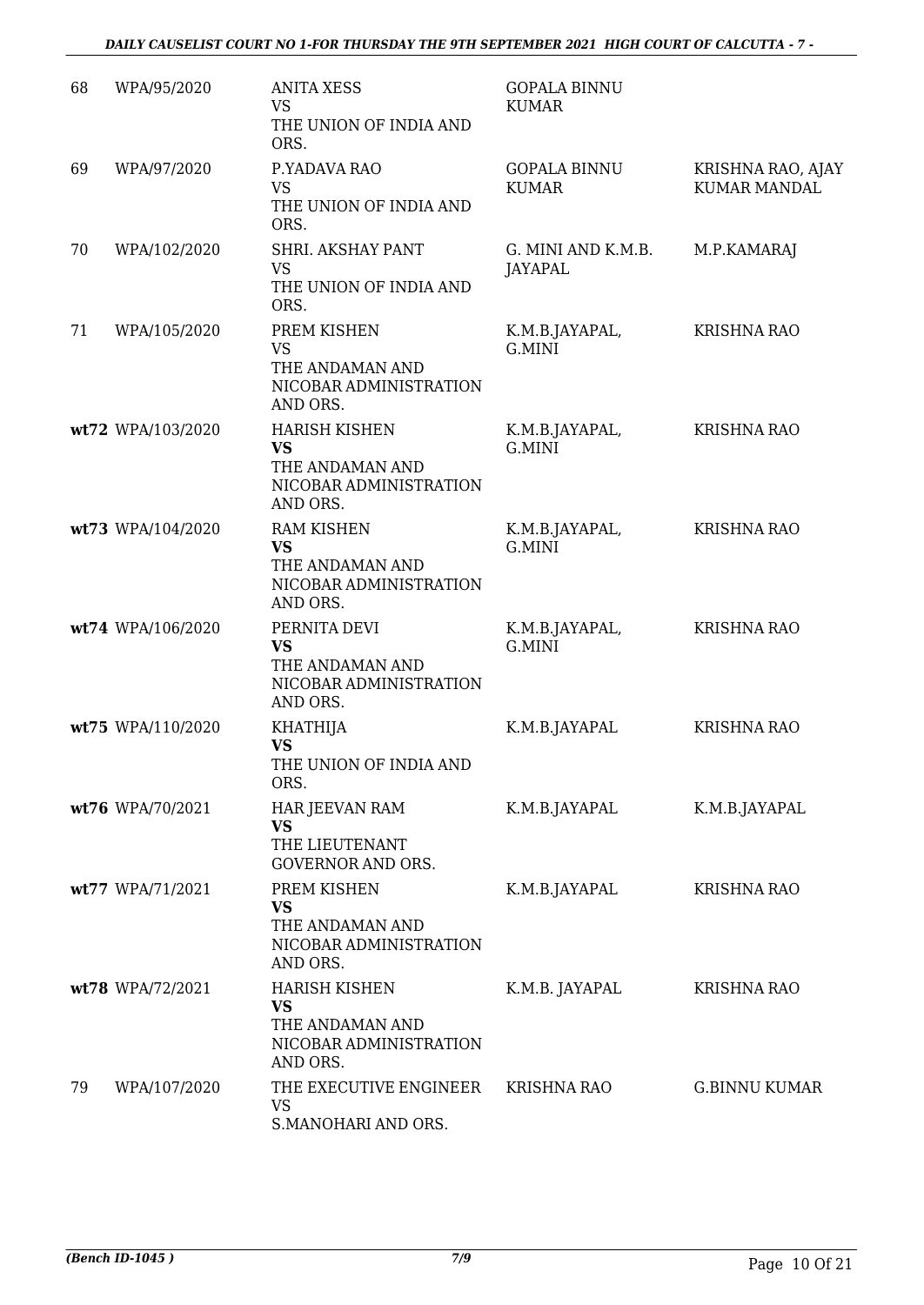| 68 | WPA/95/2020 | ANITA XESS<br>VS<br>THE UNION OF INDIA AND ORS. | GOPALA BINNU KUMAR | |
|---|---|---|---|---|
| 69 | WPA/97/2020 | P.YADAVA RAO<br>VS<br>THE UNION OF INDIA AND ORS. | GOPALA BINNU KUMAR | KRISHNA RAO, AJAY KUMAR MANDAL |
| 70 | WPA/102/2020 | SHRI. AKSHAY PANT<br>VS<br>THE UNION OF INDIA AND ORS. | G. MINI AND K.M.B. JAYAPAL | M.P.KAMARAJ |
| 71 | WPA/105/2020 | PREM KISHEN<br>VS<br>THE ANDAMAN AND NICOBAR ADMINISTRATION AND ORS. | K.M.B.JAYAPAL, G.MINI | KRISHNA RAO |
| **wt72** | WPA/103/2020 | HARISH KISHEN<br>**VS**<br>THE ANDAMAN AND NICOBAR ADMINISTRATION AND ORS. | K.M.B.JAYAPAL, G.MINI | KRISHNA RAO |
| **wt73** | WPA/104/2020 | RAM KISHEN<br>**VS**<br>THE ANDAMAN AND NICOBAR ADMINISTRATION AND ORS. | K.M.B.JAYAPAL, G.MINI | KRISHNA RAO |
| **wt74** | WPA/106/2020 | PERNITA DEVI<br>**VS**<br>THE ANDAMAN AND NICOBAR ADMINISTRATION AND ORS. | K.M.B.JAYAPAL, G.MINI | KRISHNA RAO |
| **wt75** | WPA/110/2020 | KHATHIJA<br>**VS**<br>THE UNION OF INDIA AND ORS. | K.M.B.JAYAPAL | KRISHNA RAO |
| **wt76** | WPA/70/2021 | HAR JEEVAN RAM<br>**VS**<br>THE LIEUTENANT GOVERNOR AND ORS. | K.M.B.JAYAPAL | K.M.B.JAYAPAL |
| **wt77** | WPA/71/2021 | PREM KISHEN<br>**VS**<br>THE ANDAMAN AND NICOBAR ADMINISTRATION AND ORS. | K.M.B.JAYAPAL | KRISHNA RAO |
| **wt78** | WPA/72/2021 | HARISH KISHEN<br>**VS**<br>THE ANDAMAN AND NICOBAR ADMINISTRATION AND ORS. | K.M.B. JAYAPAL | KRISHNA RAO |
| 79 | WPA/107/2020 | THE EXECUTIVE ENGINEER<br>VS<br>S.MANOHARI AND ORS. | KRISHNA RAO | G.BINNU KUMAR |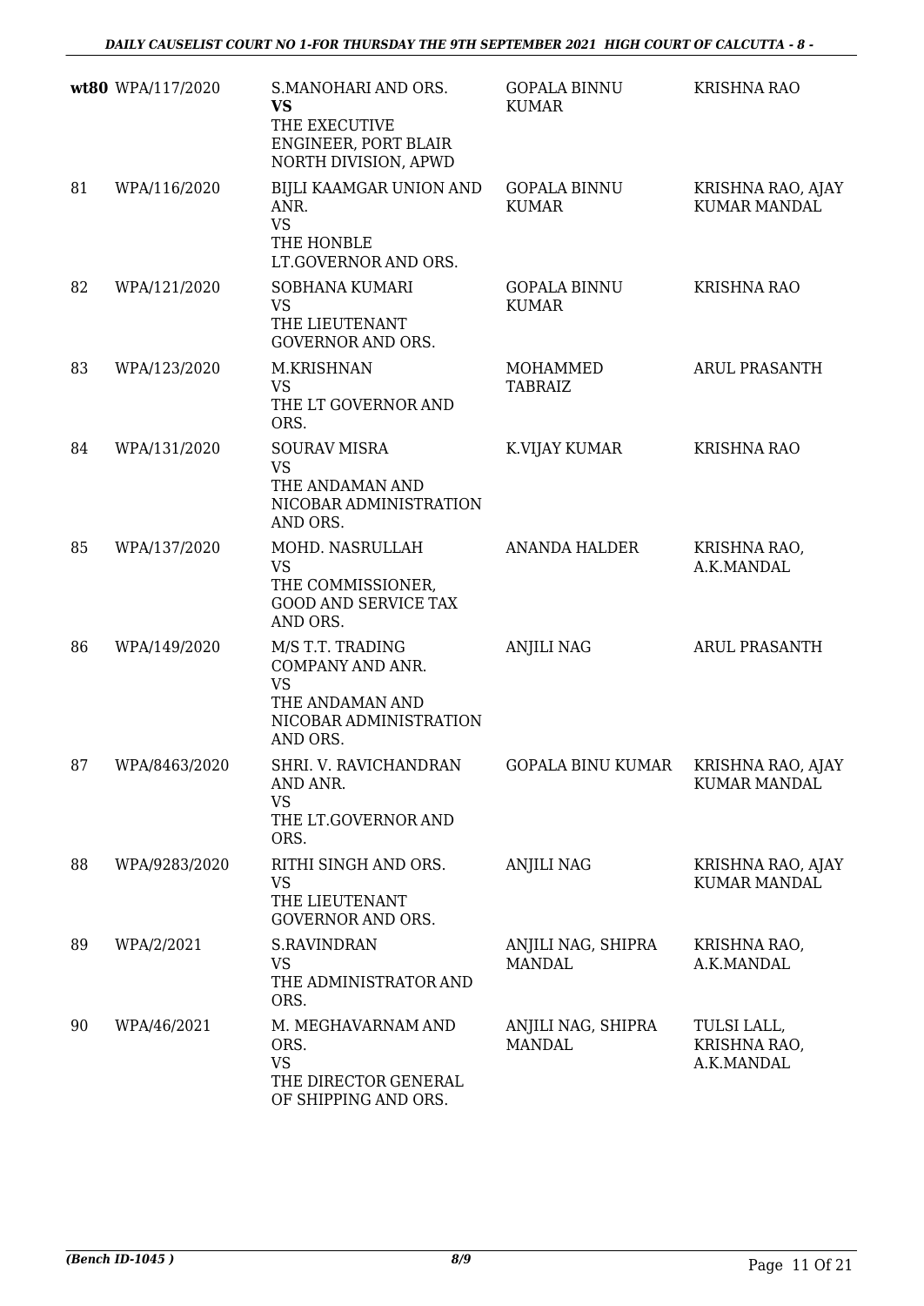| | | | | |
|---|---|---|---|---|
| **wt80** | WPA/117/2020 | S.MANOHARI AND ORS.<br>**VS**<br>THE EXECUTIVE ENGINEER, PORT BLAIR NORTH DIVISION, APWD | GOPALA BINNU KUMAR | KRISHNA RAO |
| 81 | WPA/116/2020 | BIJLI KAAMGAR UNION AND ANR.<br>VS<br>THE HONBLE LT.GOVERNOR AND ORS. | GOPALA BINNU KUMAR | KRISHNA RAO, AJAY KUMAR MANDAL |
| 82 | WPA/121/2020 | SOBHANA KUMARI<br>VS<br>THE LIEUTENANT GOVERNOR AND ORS. | GOPALA BINNU KUMAR | KRISHNA RAO |
| 83 | WPA/123/2020 | M.KRISHNAN<br>VS<br>THE LT GOVERNOR AND ORS. | MOHAMMED TABRAIZ | ARUL PRASANTH |
| 84 | WPA/131/2020 | SOURAV MISRA<br>VS<br>THE ANDAMAN AND NICOBAR ADMINISTRATION AND ORS. | K.VIJAY KUMAR | KRISHNA RAO |
| 85 | WPA/137/2020 | MOHD. NASRULLAH<br>VS<br>THE COMMISSIONER, GOOD AND SERVICE TAX AND ORS. | ANANDA HALDER | KRISHNA RAO, A.K.MANDAL |
| 86 | WPA/149/2020 | M/S T.T. TRADING COMPANY AND ANR.<br>VS<br>THE ANDAMAN AND NICOBAR ADMINISTRATION AND ORS. | ANJILI NAG | ARUL PRASANTH |
| 87 | WPA/8463/2020 | SHRI. V. RAVICHANDRAN AND ANR.<br>VS<br>THE LT.GOVERNOR AND ORS. | GOPALA BINU KUMAR | KRISHNA RAO, AJAY KUMAR MANDAL |
| 88 | WPA/9283/2020 | RITHI SINGH AND ORS.<br>VS<br>THE LIEUTENANT GOVERNOR AND ORS. | ANJILI NAG | KRISHNA RAO, AJAY KUMAR MANDAL |
| 89 | WPA/2/2021 | S.RAVINDRAN<br>VS<br>THE ADMINISTRATOR AND ORS. | ANJILI NAG, SHIPRA MANDAL | KRISHNA RAO, A.K.MANDAL |
| 90 | WPA/46/2021 | M. MEGHAVARNAM AND ORS.<br>VS<br>THE DIRECTOR GENERAL OF SHIPPING AND ORS. | ANJILI NAG, SHIPRA MANDAL | TULSI LALL, KRISHNA RAO, A.K.MANDAL |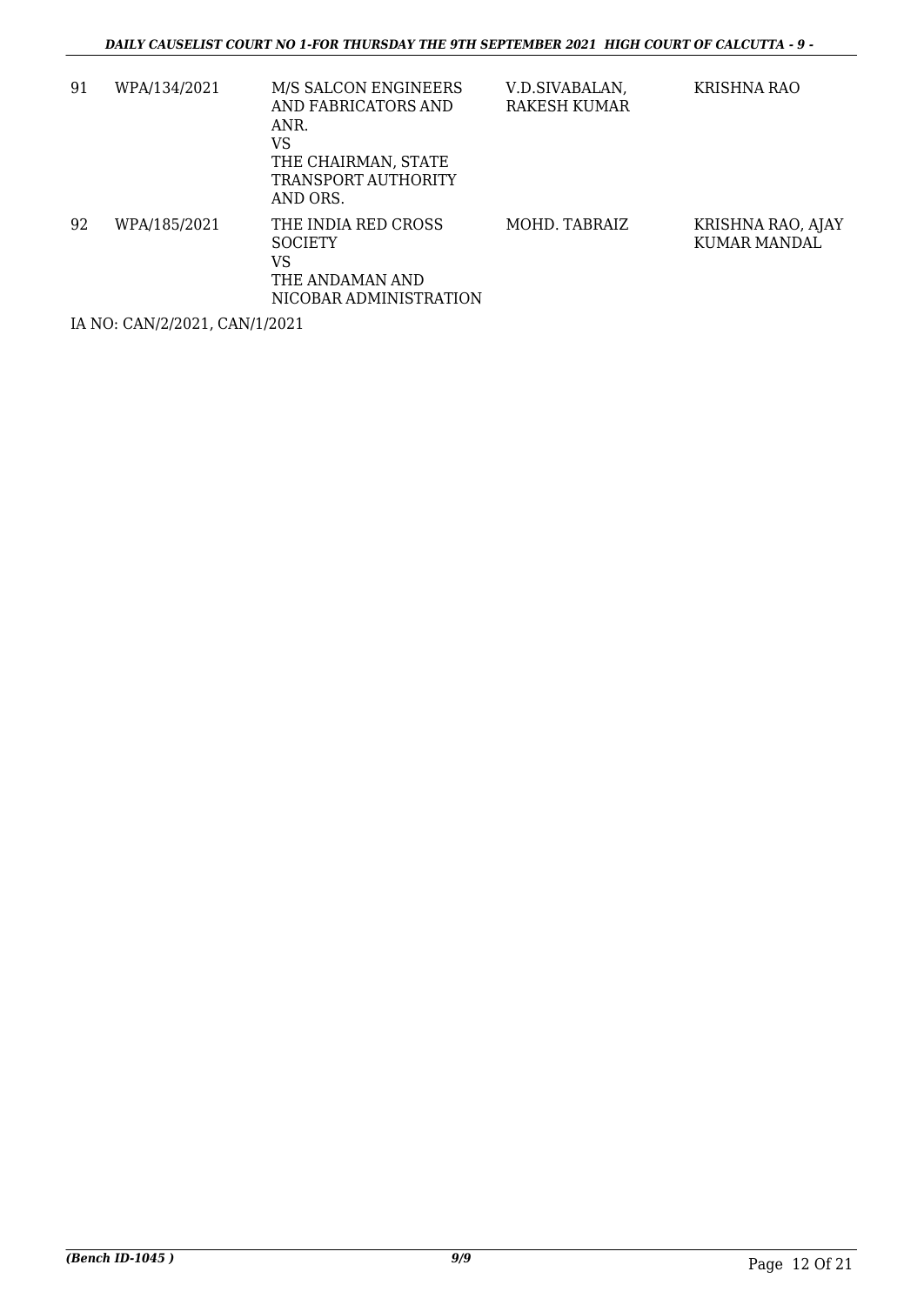| 91 | WPA/134/2021 | M/S SALCON ENGINEERS AND FABRICATORS AND ANR.<br>VS<br>THE CHAIRMAN, STATE TRANSPORT AUTHORITY AND ORS. | V.D.SIVABALAN, RAKESH KUMAR | KRISHNA RAO |
|---|---|---|---|---|
| 92 | WPA/185/2021 | THE INDIA RED CROSS SOCIETY<br>VS<br>THE ANDAMAN AND NICOBAR ADMINISTRATION | MOHD. TABRAIZ | KRISHNA RAO, AJAY KUMAR MANDAL |

IA NO: CAN/2/2021, CAN/1/2021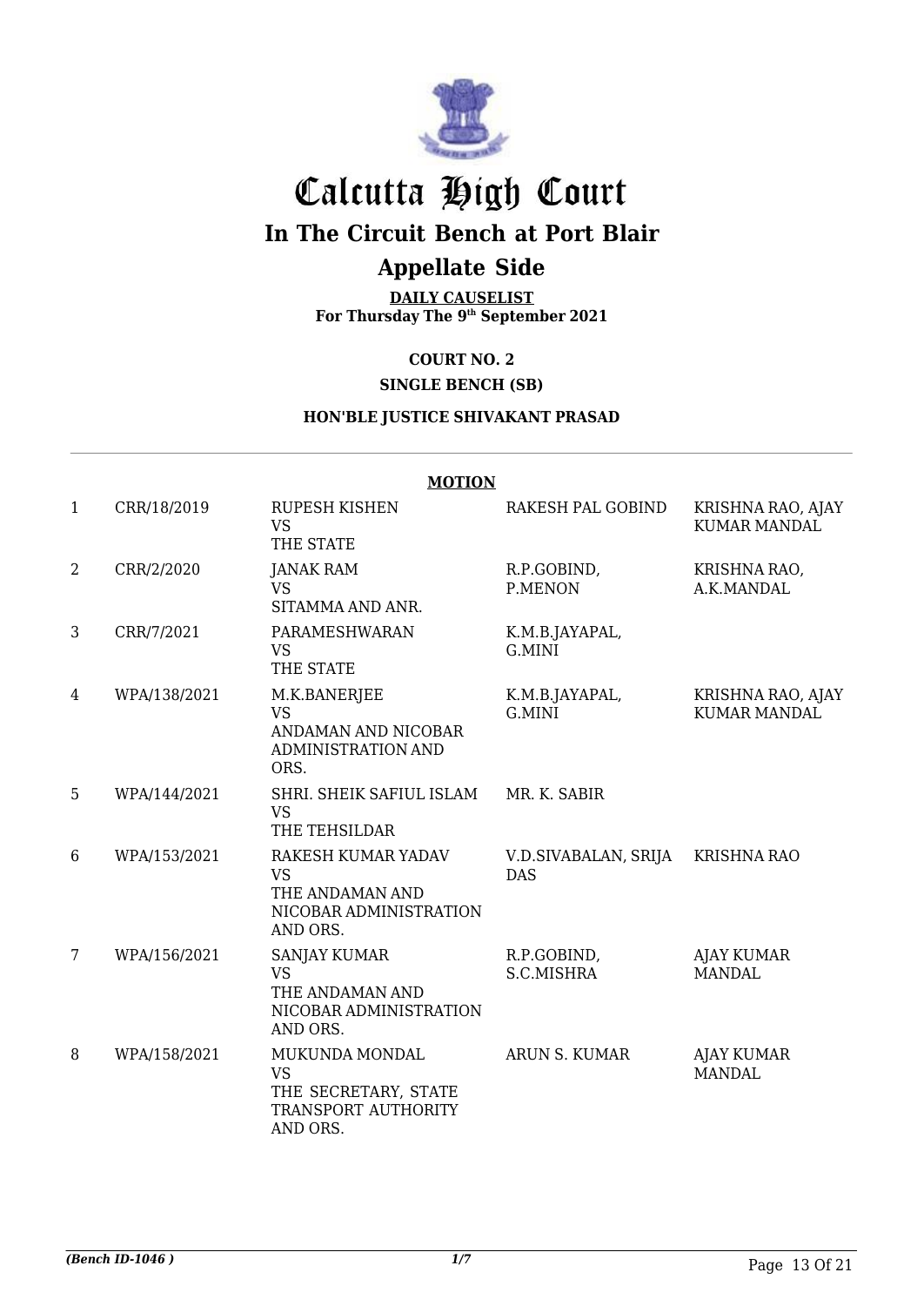# Calcutta High Court

## In The Circuit Bench at Port Blair

## Appellate Side

**DAILY CAUSELIST**
**For Thursday The 9th September 2021**

**COURT NO. 2**

**SINGLE BENCH (SB)**

**HON'BLE JUSTICE SHIVAKANT PRASAD**

**MOTION**

| | | | | |
|---|---|---|---|---|
| 1 | CRR/18/2019 | RUPESH KISHEN VS THE STATE | RAKESH PAL GOBIND | KRISHNA RAO, AJAY KUMAR MANDAL |
| 2 | CRR/2/2020 | JANAK RAM VS SITAMMA AND ANR. | R.P.GOBIND, P.MENON | KRISHNA RAO, A.K.MANDAL |
| 3 | CRR/7/2021 | PARAMESHWARAN VS THE STATE | K.M.B.JAYAPAL, G.MINI | |
| 4 | WPA/138/2021 | M.K.BANERJEE VS ANDAMAN AND NICOBAR ADMINISTRATION AND ORS. | K.M.B.JAYAPAL, G.MINI | KRISHNA RAO, AJAY KUMAR MANDAL |
| 5 | WPA/144/2021 | SHRI. SHEIK SAFIUL ISLAM VS THE TEHSILDAR | MR. K. SABIR | |
| 6 | WPA/153/2021 | RAKESH KUMAR YADAV VS THE ANDAMAN AND NICOBAR ADMINISTRATION AND ORS. | V.D.SIVABALAN, SRIJA DAS | KRISHNA RAO |
| 7 | WPA/156/2021 | SANJAY KUMAR VS THE ANDAMAN AND NICOBAR ADMINISTRATION AND ORS. | R.P.GOBIND, S.C.MISHRA | AJAY KUMAR MANDAL |
| 8 | WPA/158/2021 | MUKUNDA MONDAL VS THE SECRETARY, STATE TRANSPORT AUTHORITY AND ORS. | ARUN S. KUMAR | AJAY KUMAR MANDAL |

*(Bench ID-1046 )*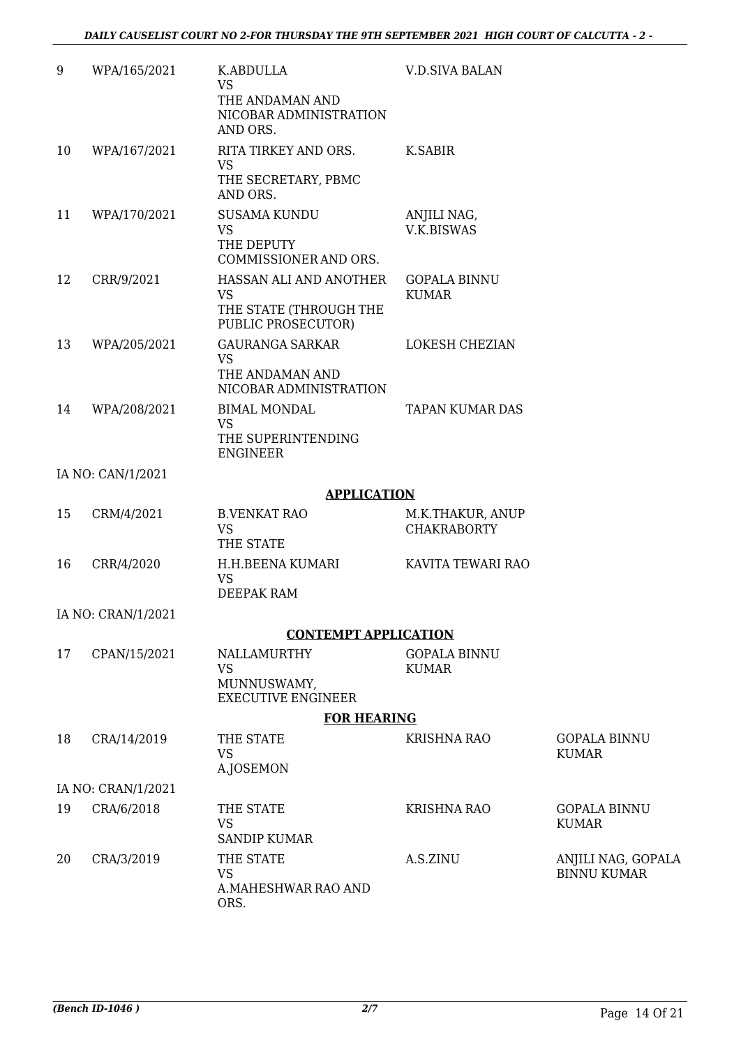| | | | | |
|---|---|---|---|---|
| 9 | WPA/165/2021 | K.ABDULLA<br>VS<br>THE ANDAMAN AND NICOBAR ADMINISTRATION AND ORS. | V.D.SIVA BALAN | |
| 10 | WPA/167/2021 | RITA TIRKEY AND ORS.<br>VS<br>THE SECRETARY, PBMC AND ORS. | K.SABIR | |
| 11 | WPA/170/2021 | SUSAMA KUNDU<br>VS<br>THE DEPUTY COMMISSIONER AND ORS. | ANJILI NAG, V.K.BISWAS | |
| 12 | CRR/9/2021 | HASSAN ALI AND ANOTHER<br>VS<br>THE STATE (THROUGH THE PUBLIC PROSECUTOR) | GOPALA BINNU KUMAR | |
| 13 | WPA/205/2021 | GAURANGA SARKAR<br>VS<br>THE ANDAMAN AND NICOBAR ADMINISTRATION | LOKESH CHEZIAN | |
| 14 | WPA/208/2021 | BIMAL MONDAL<br>VS<br>THE SUPERINTENDING ENGINEER | TAPAN KUMAR DAS | |
| | IA NO: CAN/1/2021 | | | |

**APPLICATION**

| | | | | |
|---|---|---|---|---|
| 15 | CRM/4/2021 | B.VENKAT RAO<br>VS<br>THE STATE | M.K.THAKUR, ANUP CHAKRABORTY | |
| 16 | CRR/4/2020 | H.H.BEENA KUMARI<br>VS<br>DEEPAK RAM | KAVITA TEWARI RAO | |
| | IA NO: CRAN/1/2021 | | | |

**CONTEMPT APPLICATION**

| | | | | |
|---|---|---|---|---|
| 17 | CPAN/15/2021 | NALLAMURTHY<br>VS<br>MUNNUSWAMY, EXECUTIVE ENGINEER | GOPALA BINNU KUMAR | |

**FOR HEARING**

| | | | | |
|---|---|---|---|---|
| 18 | CRA/14/2019 | THE STATE<br>VS<br>A.JOSEMON | KRISHNA RAO | GOPALA BINNU KUMAR |
| | IA NO: CRAN/1/2021 | | | |
| 19 | CRA/6/2018 | THE STATE<br>VS<br>SANDIP KUMAR | KRISHNA RAO | GOPALA BINNU KUMAR |
| 20 | CRA/3/2019 | THE STATE<br>VS<br>A.MAHESHWAR RAO AND ORS. | A.S.ZINU | ANJILI NAG, GOPALA BINNU KUMAR |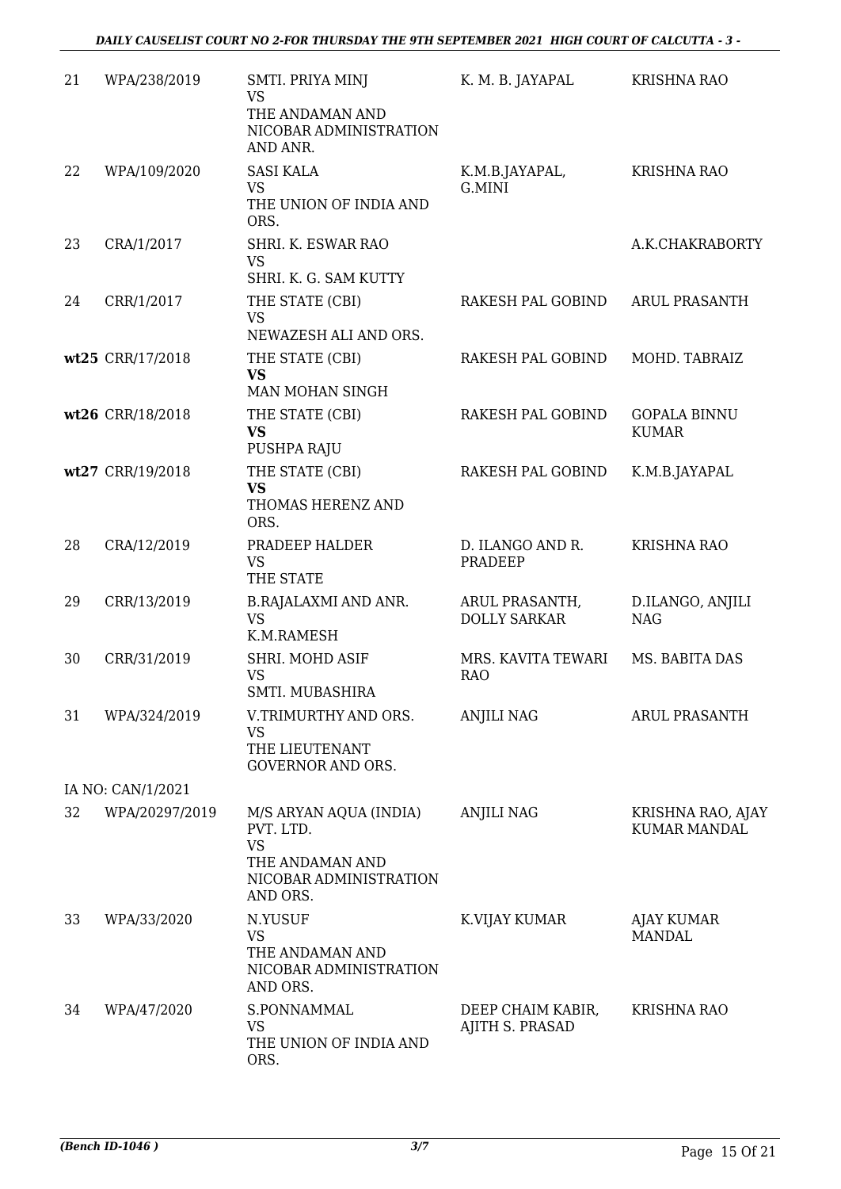| | | | | |
|---|---|---|---|---|
| 21 | WPA/238/2019 | SMTI. PRIYA MINJ<br>VS<br>THE ANDAMAN AND NICOBAR ADMINISTRATION AND ANR. | K. M. B. JAYAPAL | KRISHNA RAO |
| 22 | WPA/109/2020 | SASI KALA<br>VS<br>THE UNION OF INDIA AND ORS. | K.M.B.JAYAPAL, G.MINI | KRISHNA RAO |
| 23 | CRA/1/2017 | SHRI. K. ESWAR RAO<br>VS<br>SHRI. K. G. SAM KUTTY | | A.K.CHAKRABORTY |
| 24 | CRR/1/2017 | THE STATE (CBI)<br>VS<br>NEWAZESH ALI AND ORS. | RAKESH PAL GOBIND | ARUL PRASANTH |
| **wt25** | CRR/17/2018 | THE STATE (CBI)<br>**VS**<br>MAN MOHAN SINGH | RAKESH PAL GOBIND | MOHD. TABRAIZ |
| **wt26** | CRR/18/2018 | THE STATE (CBI)<br>**VS**<br>PUSHPA RAJU | RAKESH PAL GOBIND | GOPALA BINNU KUMAR |
| **wt27** | CRR/19/2018 | THE STATE (CBI)<br>**VS**<br>THOMAS HERENZ AND ORS. | RAKESH PAL GOBIND | K.M.B.JAYAPAL |
| 28 | CRA/12/2019 | PRADEEP HALDER<br>VS<br>THE STATE | D. ILANGO AND R. PRADEEP | KRISHNA RAO |
| 29 | CRR/13/2019 | B.RAJALAXMI AND ANR.<br>VS<br>K.M.RAMESH | ARUL PRASANTH, DOLLY SARKAR | D.ILANGO, ANJILI NAG |
| 30 | CRR/31/2019 | SHRI. MOHD ASIF<br>VS<br>SMTI. MUBASHIRA | MRS. KAVITA TEWARI RAO | MS. BABITA DAS |
| 31 | WPA/324/2019 | V.TRIMURTHY AND ORS.<br>VS<br>THE LIEUTENANT GOVERNOR AND ORS. | ANJILI NAG | ARUL PRASANTH |
| | IA NO: CAN/1/2021 | | | |
| 32 | WPA/20297/2019 | M/S ARYAN AQUA (INDIA) PVT. LTD.<br>VS<br>THE ANDAMAN AND NICOBAR ADMINISTRATION AND ORS. | ANJILI NAG | KRISHNA RAO, AJAY KUMAR MANDAL |
| 33 | WPA/33/2020 | N.YUSUF<br>VS<br>THE ANDAMAN AND NICOBAR ADMINISTRATION AND ORS. | K.VIJAY KUMAR | AJAY KUMAR MANDAL |
| 34 | WPA/47/2020 | S.PONNAMMAL<br>VS<br>THE UNION OF INDIA AND ORS. | DEEP CHAIM KABIR, AJITH S. PRASAD | KRISHNA RAO |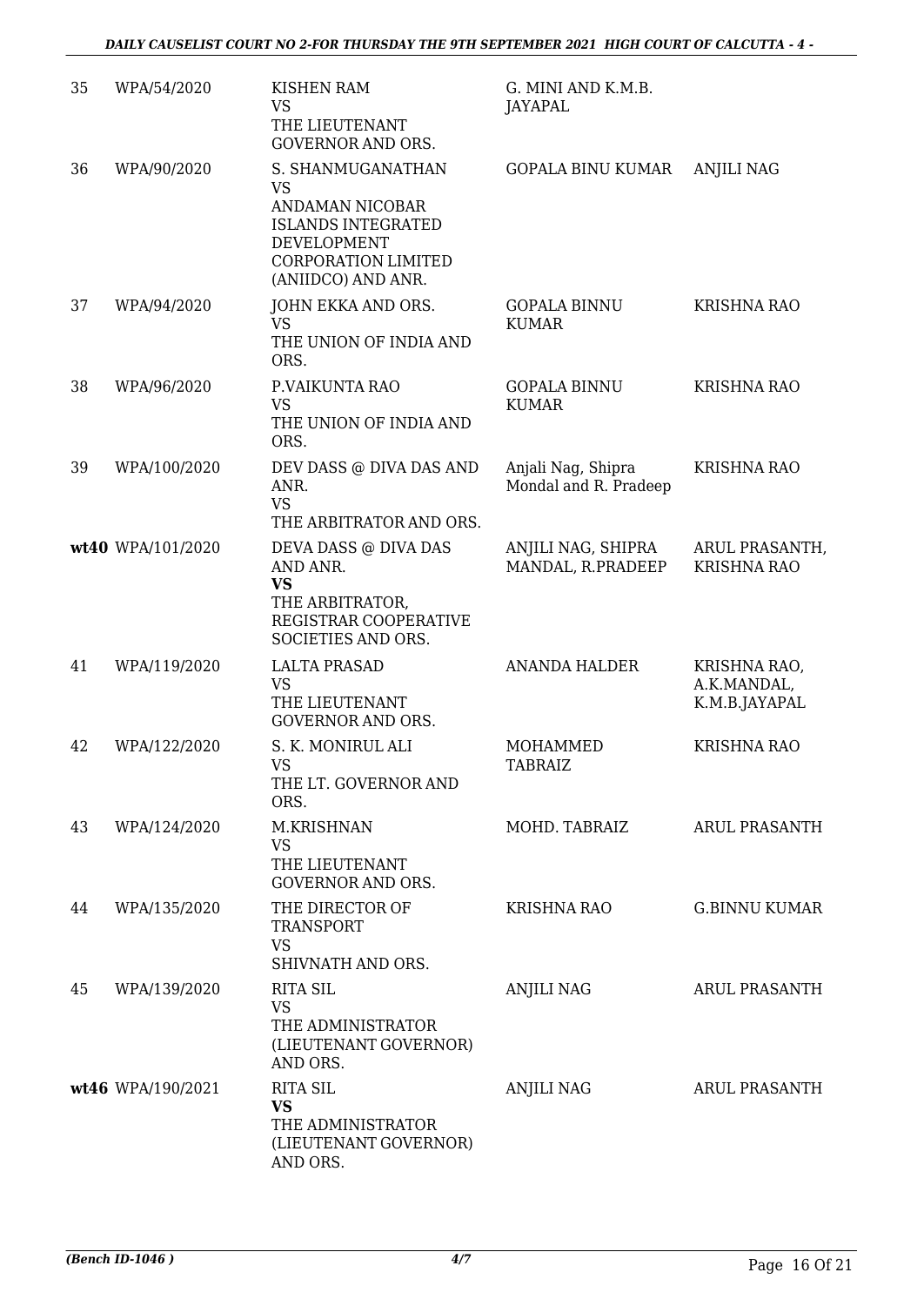| | | | | |
|---|---|---|---|---|
| 35 | WPA/54/2020 | KISHEN RAM<br>VS<br>THE LIEUTENANT GOVERNOR AND ORS. | G. MINI AND K.M.B. JAYAPAL | |
| 36 | WPA/90/2020 | S. SHANMUGANATHAN<br>VS<br>ANDAMAN NICOBAR ISLANDS INTEGRATED DEVELOPMENT CORPORATION LIMITED (ANIIDCO) AND ANR. | GOPALA BINU KUMAR | ANJILI NAG |
| 37 | WPA/94/2020 | JOHN EKKA AND ORS.<br>VS<br>THE UNION OF INDIA AND ORS. | GOPALA BINNU KUMAR | KRISHNA RAO |
| 38 | WPA/96/2020 | P.VAIKUNTA RAO<br>VS<br>THE UNION OF INDIA AND ORS. | GOPALA BINNU KUMAR | KRISHNA RAO |
| 39 | WPA/100/2020 | DEV DASS @ DIVA DAS AND ANR.<br>VS<br>THE ARBITRATOR AND ORS. | Anjali Nag, Shipra Mondal and R. Pradeep | KRISHNA RAO |
| **wt40** | WPA/101/2020 | DEVA DASS @ DIVA DAS AND ANR.<br>**VS**<br>THE ARBITRATOR, REGISTRAR COOPERATIVE SOCIETIES AND ORS. | ANJILI NAG, SHIPRA MANDAL, R.PRADEEP | ARUL PRASANTH, KRISHNA RAO |
| 41 | WPA/119/2020 | LALTA PRASAD<br>VS<br>THE LIEUTENANT GOVERNOR AND ORS. | ANANDA HALDER | KRISHNA RAO, A.K.MANDAL, K.M.B.JAYAPAL |
| 42 | WPA/122/2020 | S. K. MONIRUL ALI<br>VS<br>THE LT. GOVERNOR AND ORS. | MOHAMMED TABRAIZ | KRISHNA RAO |
| 43 | WPA/124/2020 | M.KRISHNAN<br>VS<br>THE LIEUTENANT GOVERNOR AND ORS. | MOHD. TABRAIZ | ARUL PRASANTH |
| 44 | WPA/135/2020 | THE DIRECTOR OF TRANSPORT<br>VS<br>SHIVNATH AND ORS. | KRISHNA RAO | G.BINNU KUMAR |
| 45 | WPA/139/2020 | RITA SIL<br>VS<br>THE ADMINISTRATOR (LIEUTENANT GOVERNOR) AND ORS. | ANJILI NAG | ARUL PRASANTH |
| **wt46** | WPA/190/2021 | RITA SIL<br>**VS**<br>THE ADMINISTRATOR (LIEUTENANT GOVERNOR) AND ORS. | ANJILI NAG | ARUL PRASANTH |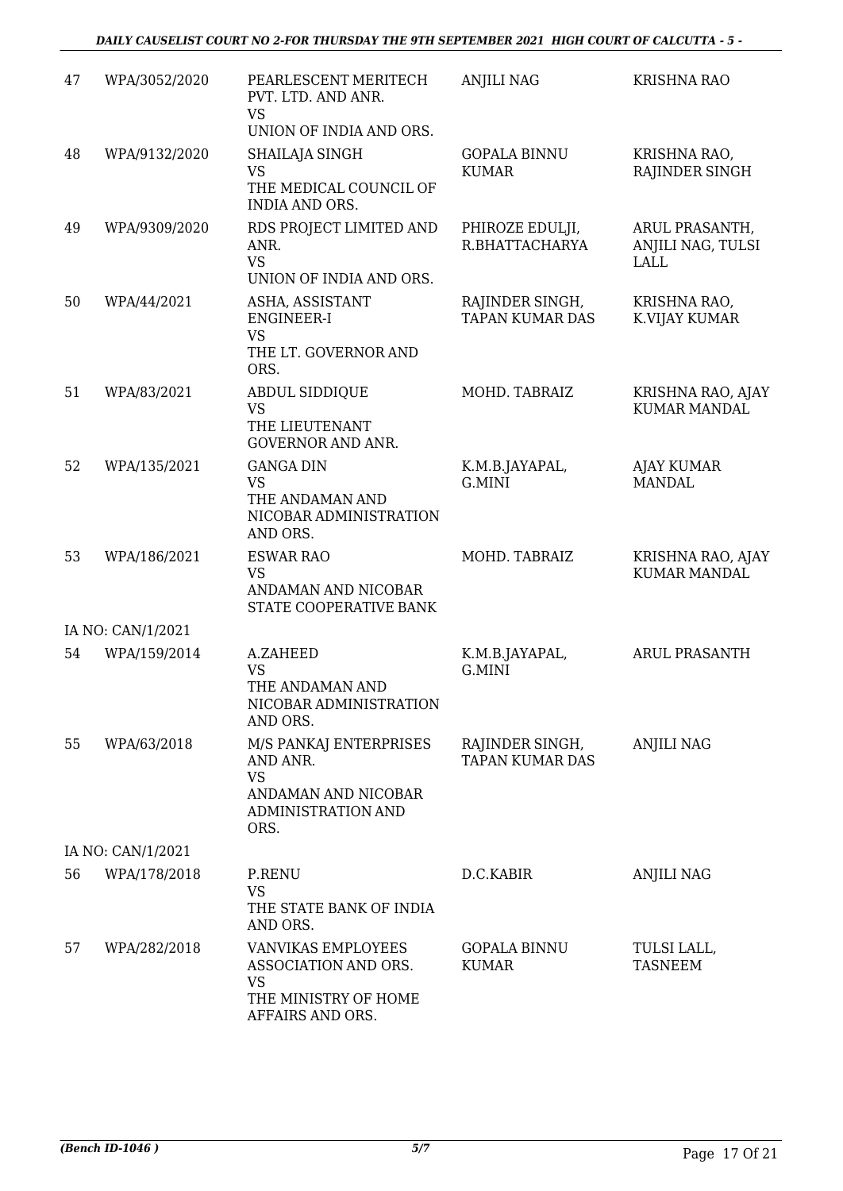| 47 | WPA/3052/2020 | PEARLESCENT MERITECH PVT. LTD. AND ANR.<br>VS<br>UNION OF INDIA AND ORS. | ANJILI NAG | KRISHNA RAO |
|---|---|---|---|---|
| 48 | WPA/9132/2020 | SHAILAJA SINGH<br>VS<br>THE MEDICAL COUNCIL OF INDIA AND ORS. | GOPALA BINNU KUMAR | KRISHNA RAO, RAJINDER SINGH |
| 49 | WPA/9309/2020 | RDS PROJECT LIMITED AND ANR.<br>VS<br>UNION OF INDIA AND ORS. | PHIROZE EDULJI, R.BHATTACHARYA | ARUL PRASANTH, ANJILI NAG, TULSI LALL |
| 50 | WPA/44/2021 | ASHA, ASSISTANT ENGINEER-I<br>VS<br>THE LT. GOVERNOR AND ORS. | RAJINDER SINGH, TAPAN KUMAR DAS | KRISHNA RAO, K.VIJAY KUMAR |
| 51 | WPA/83/2021 | ABDUL SIDDIQUE<br>VS<br>THE LIEUTENANT GOVERNOR AND ANR. | MOHD. TABRAIZ | KRISHNA RAO, AJAY KUMAR MANDAL |
| 52 | WPA/135/2021 | GANGA DIN<br>VS<br>THE ANDAMAN AND NICOBAR ADMINISTRATION AND ORS. | K.M.B.JAYAPAL, G.MINI | AJAY KUMAR MANDAL |
| 53 | WPA/186/2021 | ESWAR RAO<br>VS<br>ANDAMAN AND NICOBAR STATE COOPERATIVE BANK | MOHD. TABRAIZ | KRISHNA RAO, AJAY KUMAR MANDAL |
| IA NO: CAN/1/2021 | | | | |
| 54 | WPA/159/2014 | A.ZAHEED<br>VS<br>THE ANDAMAN AND NICOBAR ADMINISTRATION AND ORS. | K.M.B.JAYAPAL, G.MINI | ARUL PRASANTH |
| 55 | WPA/63/2018 | M/S PANKAJ ENTERPRISES AND ANR.<br>VS<br>ANDAMAN AND NICOBAR ADMINISTRATION AND ORS. | RAJINDER SINGH, TAPAN KUMAR DAS | ANJILI NAG |
| IA NO: CAN/1/2021 | | | | |
| 56 | WPA/178/2018 | P.RENU<br>VS<br>THE STATE BANK OF INDIA AND ORS. | D.C.KABIR | ANJILI NAG |
| 57 | WPA/282/2018 | VANVIKAS EMPLOYEES ASSOCIATION AND ORS.<br>VS<br>THE MINISTRY OF HOME AFFAIRS AND ORS. | GOPALA BINNU KUMAR | TULSI LALL, TASNEEM |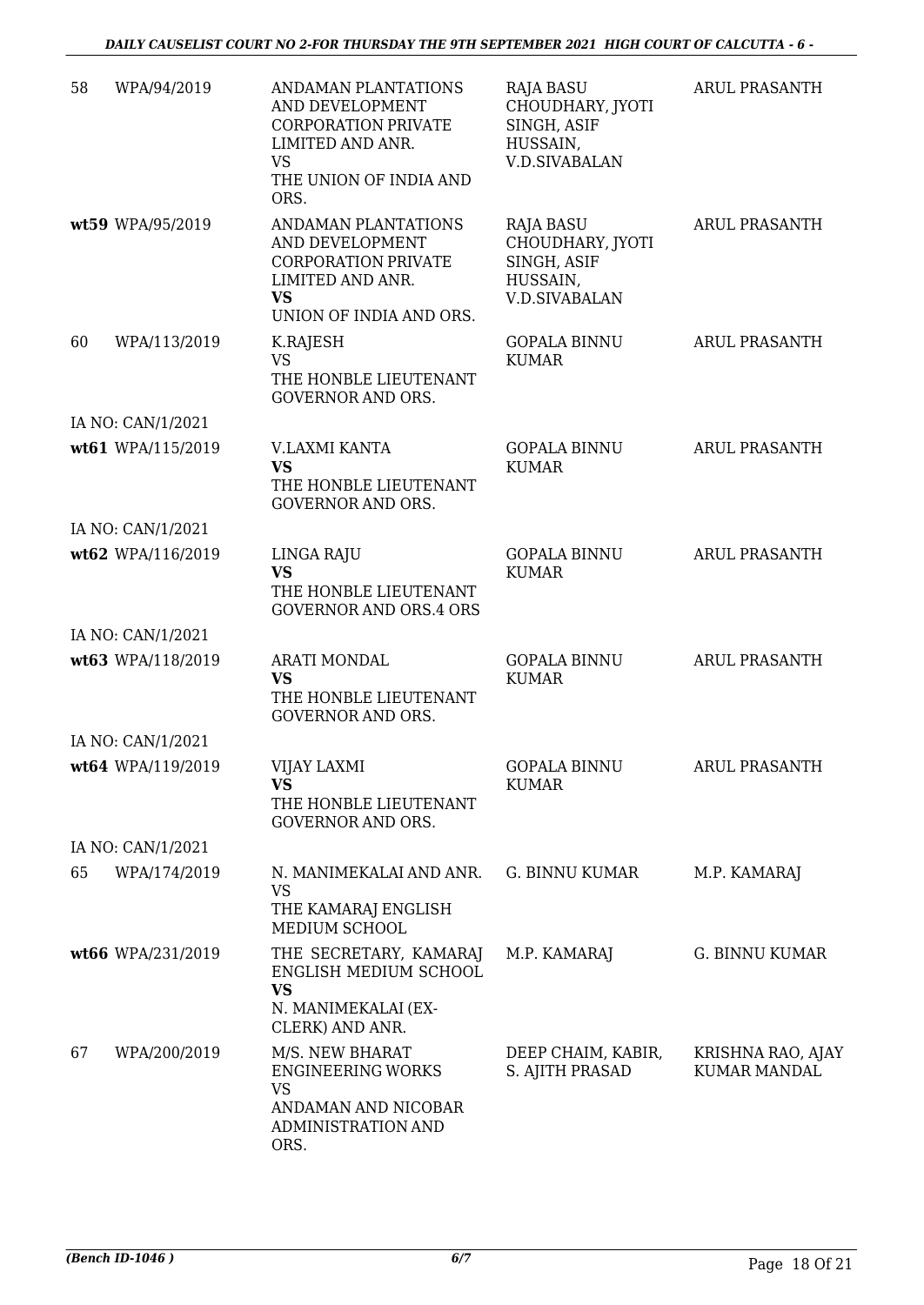| | | | | |
|---|---|---|---|---|
| 58 | WPA/94/2019 | ANDAMAN PLANTATIONS AND DEVELOPMENT CORPORATION PRIVATE LIMITED AND ANR.<br>VS<br>THE UNION OF INDIA AND ORS. | RAJA BASU CHOUDHARY, JYOTI SINGH, ASIF HUSSAIN, V.D.SIVABALAN | ARUL PRASANTH |
| **wt59** | WPA/95/2019 | ANDAMAN PLANTATIONS AND DEVELOPMENT CORPORATION PRIVATE LIMITED AND ANR.<br>**VS**<br>UNION OF INDIA AND ORS. | RAJA BASU CHOUDHARY, JYOTI SINGH, ASIF HUSSAIN, V.D.SIVABALAN | ARUL PRASANTH |
| 60 | WPA/113/2019 | K.RAJESH<br>VS<br>THE HONBLE LIEUTENANT GOVERNOR AND ORS. | GOPALA BINNU KUMAR | ARUL PRASANTH |
| | IA NO: CAN/1/2021 | | | |
| **wt61** | WPA/115/2019 | V.LAXMI KANTA<br>**VS**<br>THE HONBLE LIEUTENANT GOVERNOR AND ORS. | GOPALA BINNU KUMAR | ARUL PRASANTH |
| | IA NO: CAN/1/2021 | | | |
| **wt62** | WPA/116/2019 | LINGA RAJU<br>**VS**<br>THE HONBLE LIEUTENANT GOVERNOR AND ORS.4 ORS | GOPALA BINNU KUMAR | ARUL PRASANTH |
| | IA NO: CAN/1/2021 | | | |
| **wt63** | WPA/118/2019 | ARATI MONDAL<br>**VS**<br>THE HONBLE LIEUTENANT GOVERNOR AND ORS. | GOPALA BINNU KUMAR | ARUL PRASANTH |
| | IA NO: CAN/1/2021 | | | |
| **wt64** | WPA/119/2019 | VIJAY LAXMI<br>**VS**<br>THE HONBLE LIEUTENANT GOVERNOR AND ORS. | GOPALA BINNU KUMAR | ARUL PRASANTH |
| | IA NO: CAN/1/2021 | | | |
| 65 | WPA/174/2019 | N. MANIMEKALAI AND ANR.<br>VS<br>THE KAMARAJ ENGLISH MEDIUM SCHOOL | G. BINNU KUMAR | M.P. KAMARAJ |
| **wt66** | WPA/231/2019 | THE SECRETARY, KAMARAJ ENGLISH MEDIUM SCHOOL<br>**VS**<br>N. MANIMEKALAI (EX-CLERK) AND ANR. | M.P. KAMARAJ | G. BINNU KUMAR |
| 67 | WPA/200/2019 | M/S. NEW BHARAT ENGINEERING WORKS<br>VS<br>ANDAMAN AND NICOBAR ADMINISTRATION AND ORS. | DEEP CHAIM, KABIR, S. AJITH PRASAD | KRISHNA RAO, AJAY KUMAR MANDAL |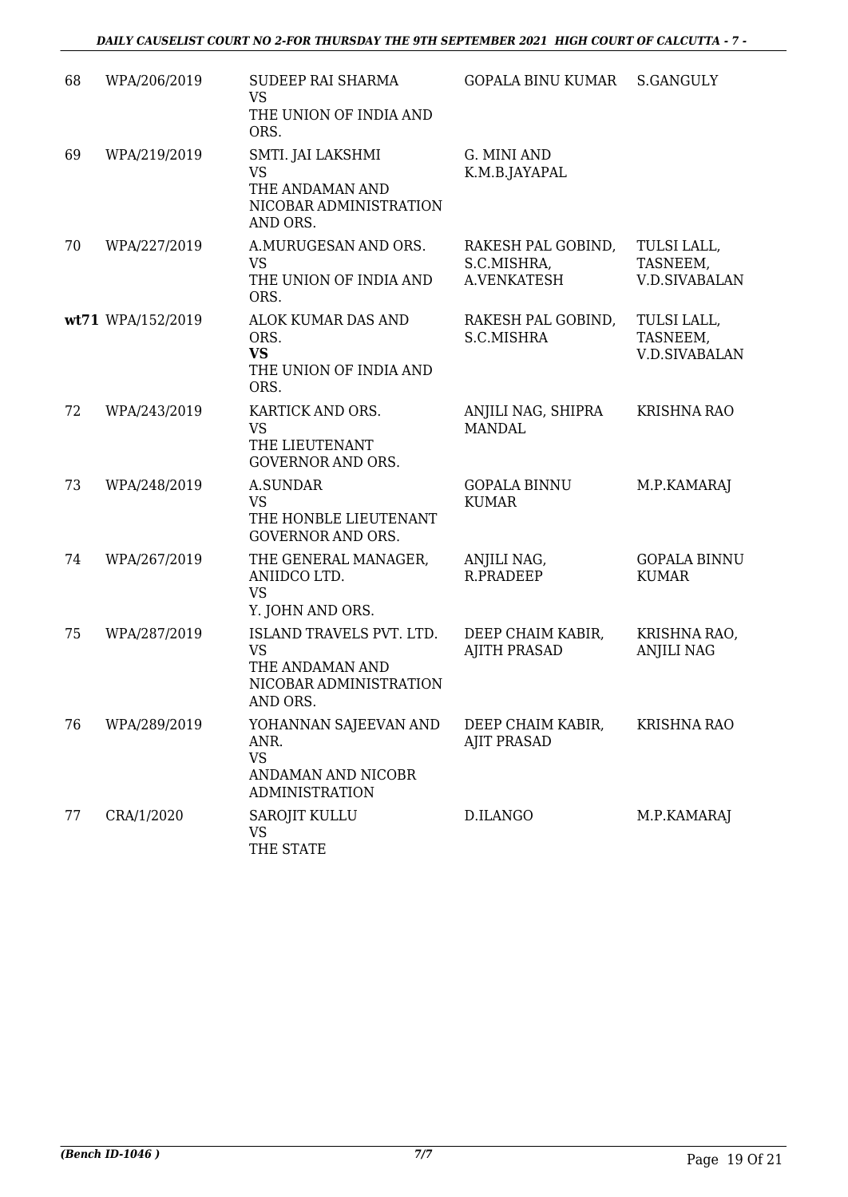| 68 | WPA/206/2019 | SUDEEP RAI SHARMA<br>VS<br>THE UNION OF INDIA AND ORS. | GOPALA BINU KUMAR | S.GANGULY |
|---|---|---|---|---|
| 69 | WPA/219/2019 | SMTI. JAI LAKSHMI<br>VS<br>THE ANDAMAN AND NICOBAR ADMINISTRATION AND ORS. | G. MINI AND K.M.B.JAYAPAL | |
| 70 | WPA/227/2019 | A.MURUGESAN AND ORS.<br>VS<br>THE UNION OF INDIA AND ORS. | RAKESH PAL GOBIND, S.C.MISHRA, A.VENKATESH | TULSI LALL, TASNEEM, V.D.SIVABALAN |
| **wt71** | WPA/152/2019 | ALOK KUMAR DAS AND ORS.<br>**VS**<br>THE UNION OF INDIA AND ORS. | RAKESH PAL GOBIND, S.C.MISHRA | TULSI LALL, TASNEEM, V.D.SIVABALAN |
| 72 | WPA/243/2019 | KARTICK AND ORS.<br>VS<br>THE LIEUTENANT GOVERNOR AND ORS. | ANJILI NAG, SHIPRA MANDAL | KRISHNA RAO |
| 73 | WPA/248/2019 | A.SUNDAR<br>VS<br>THE HONBLE LIEUTENANT GOVERNOR AND ORS. | GOPALA BINNU KUMAR | M.P.KAMARAJ |
| 74 | WPA/267/2019 | THE GENERAL MANAGER, ANIIDCO LTD.<br>VS<br>Y. JOHN AND ORS. | ANJILI NAG, R.PRADEEP | GOPALA BINNU KUMAR |
| 75 | WPA/287/2019 | ISLAND TRAVELS PVT. LTD.<br>VS<br>THE ANDAMAN AND NICOBAR ADMINISTRATION AND ORS. | DEEP CHAIM KABIR, AJITH PRASAD | KRISHNA RAO, ANJILI NAG |
| 76 | WPA/289/2019 | YOHANNAN SAJEEVAN AND ANR.<br>VS<br>ANDAMAN AND NICOBR ADMINISTRATION | DEEP CHAIM KABIR, AJIT PRASAD | KRISHNA RAO |
| 77 | CRA/1/2020 | SAROJIT KULLU<br>VS<br>THE STATE | D.ILANGO | M.P.KAMARAJ |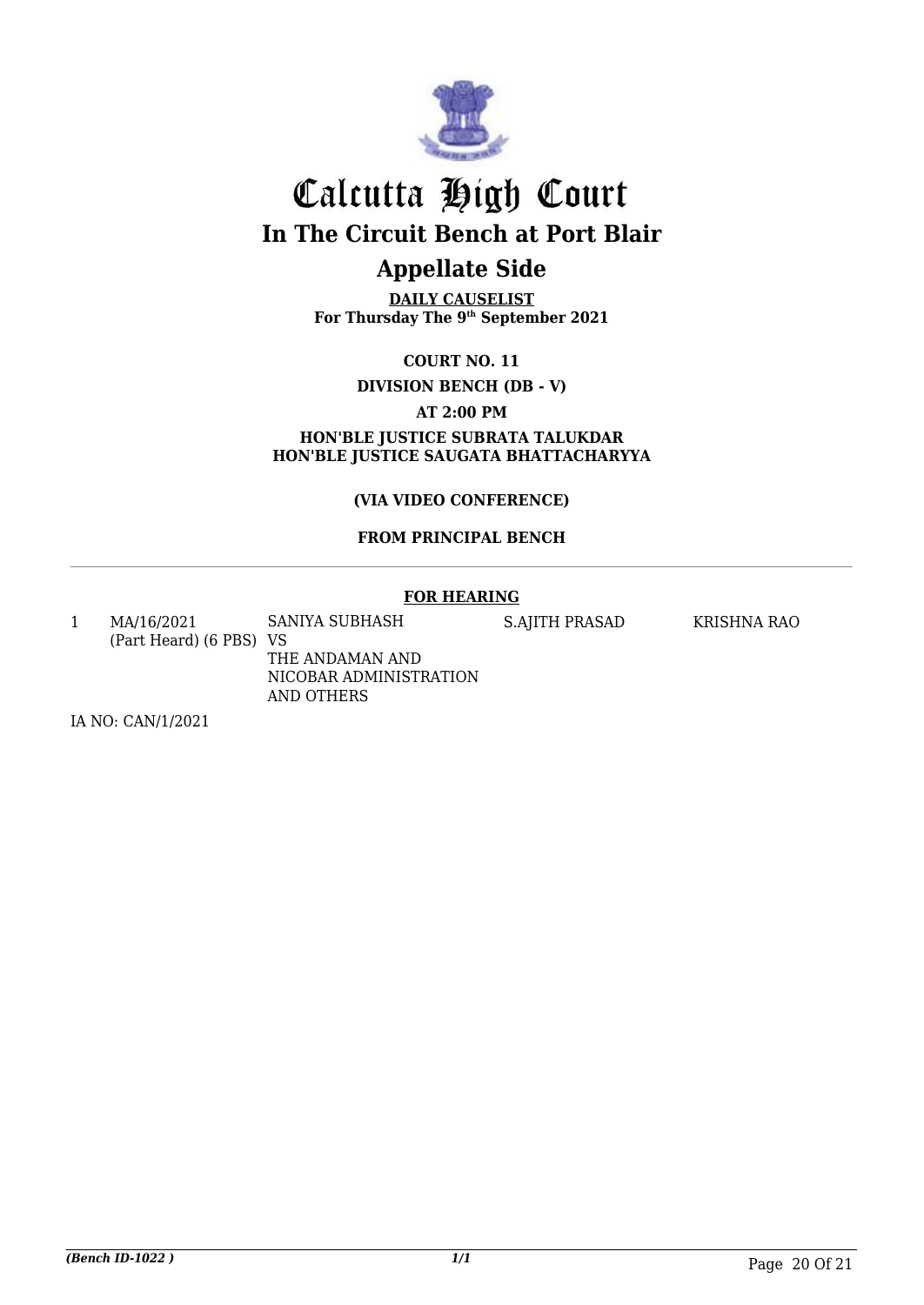# Calcutta High Court

## In The Circuit Bench at Port Blair

## Appellate Side

**DAILY CAUSELIST**
**For Thursday The 9th September 2021**

**COURT NO. 11**

**DIVISION BENCH (DB - V)**

**AT 2:00 PM**

**HON'BLE JUSTICE SUBRATA TALUKDAR**
**HON'BLE JUSTICE SAUGATA BHATTACHARYYA**

**(VIA VIDEO CONFERENCE)**

**FROM PRINCIPAL BENCH**

**FOR HEARING**

| | | | | |
|---|---|---|---|---|
| 1 | MA/16/2021 (Part Heard) (6 PBS) | SANIYA SUBHASH VS THE ANDAMAN AND NICOBAR ADMINISTRATION AND OTHERS | S.AJITH PRASAD | KRISHNA RAO |

IA NO: CAN/1/2021

*(Bench ID-1022 )*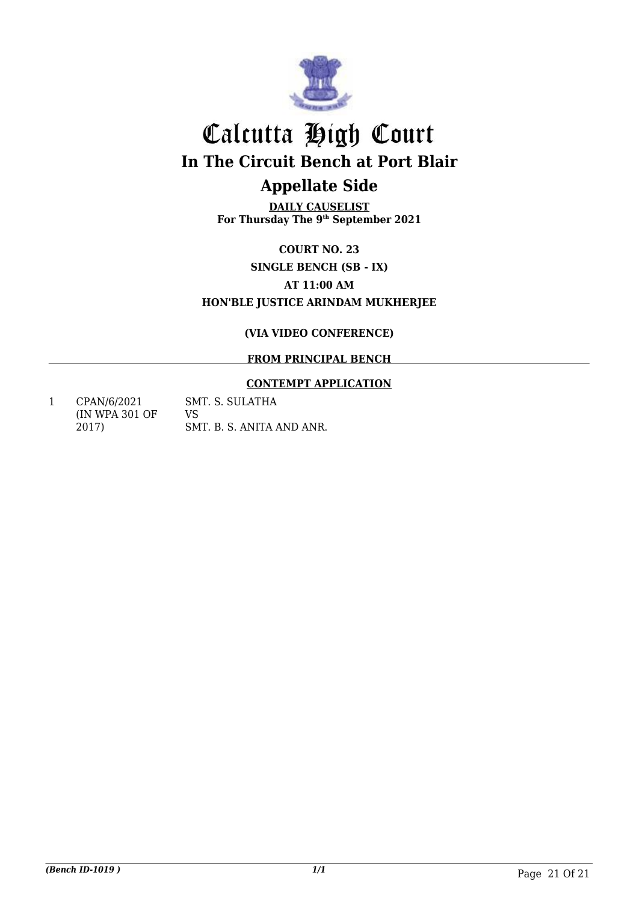# Calcutta High Court

## In The Circuit Bench at Port Blair

## Appellate Side

**DAILY CAUSELIST**
**For Thursday The 9th September 2021**

**COURT NO. 23**

**SINGLE BENCH (SB - IX)**

**AT 11:00 AM**

**HON'BLE JUSTICE ARINDAM MUKHERJEE**

**(VIA VIDEO CONFERENCE)**

**FROM PRINCIPAL BENCH**

**CONTEMPT APPLICATION**

| | | |
|---|---|---|
| 1 | CPAN/6/2021 (IN WPA 301 OF 2017) | SMT. S. SULATHA VS SMT. B. S. ANITA AND ANR. |

*(Bench ID-1019 )*